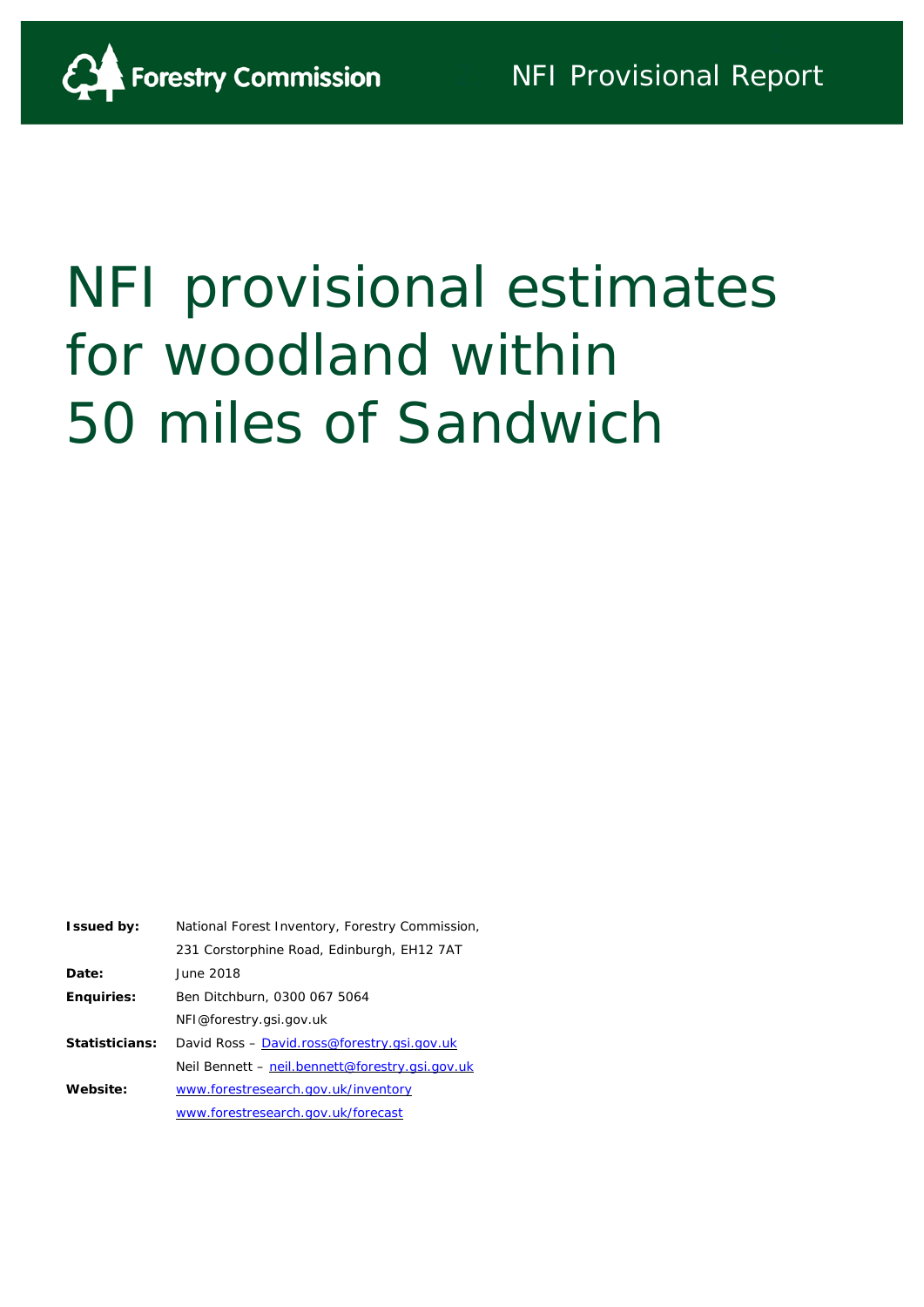Forestry Commission

NFI Provisional Report

# NFI provisional estimates for woodland within 50 miles of Sandwich

| | |
|---|---|
| **Issued by:** | National Forest Inventory, Forestry Commission, |
| | 231 Corstorphine Road, Edinburgh, EH12 7AT |
| **Date:** | June 2018 |
| **Enquiries:** | Ben Ditchburn, 0300 067 5064 |
| | NFI@forestry.gsi.gov.uk |
| **Statisticians:** | David Ross – David.ross@forestry.gsi.gov.uk |
| | Neil Bennett – neil.bennett@forestry.gsi.gov.uk |
| **Website:** | www.forestresearch.gov.uk/inventory |
| | www.forestresearch.gov.uk/forecast |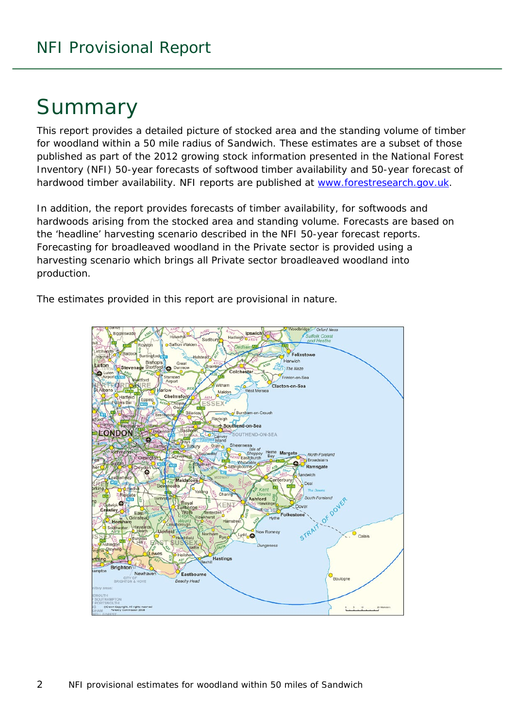# Summary

This report provides a detailed picture of stocked area and the standing volume of timber for woodland within a 50 mile radius of Sandwich. These estimates are a subset of those published as part of the 2012 growing stock information presented in the National Forest Inventory (NFI) 50-year forecasts of softwood timber availability and 50-year forecast of hardwood timber availability. NFI reports are published at www.forestresearch.gov.uk.

In addition, the report provides forecasts of timber availability, for softwoods and hardwoods arising from the stocked area and standing volume. Forecasts are based on the 'headline' harvesting scenario described in the NFI 50-year forecast reports. Forecasting for broadleaved woodland in the Private sector is provided using a harvesting scenario which brings all Private sector broadleaved woodland into production.

The estimates provided in this report are provisional in nature.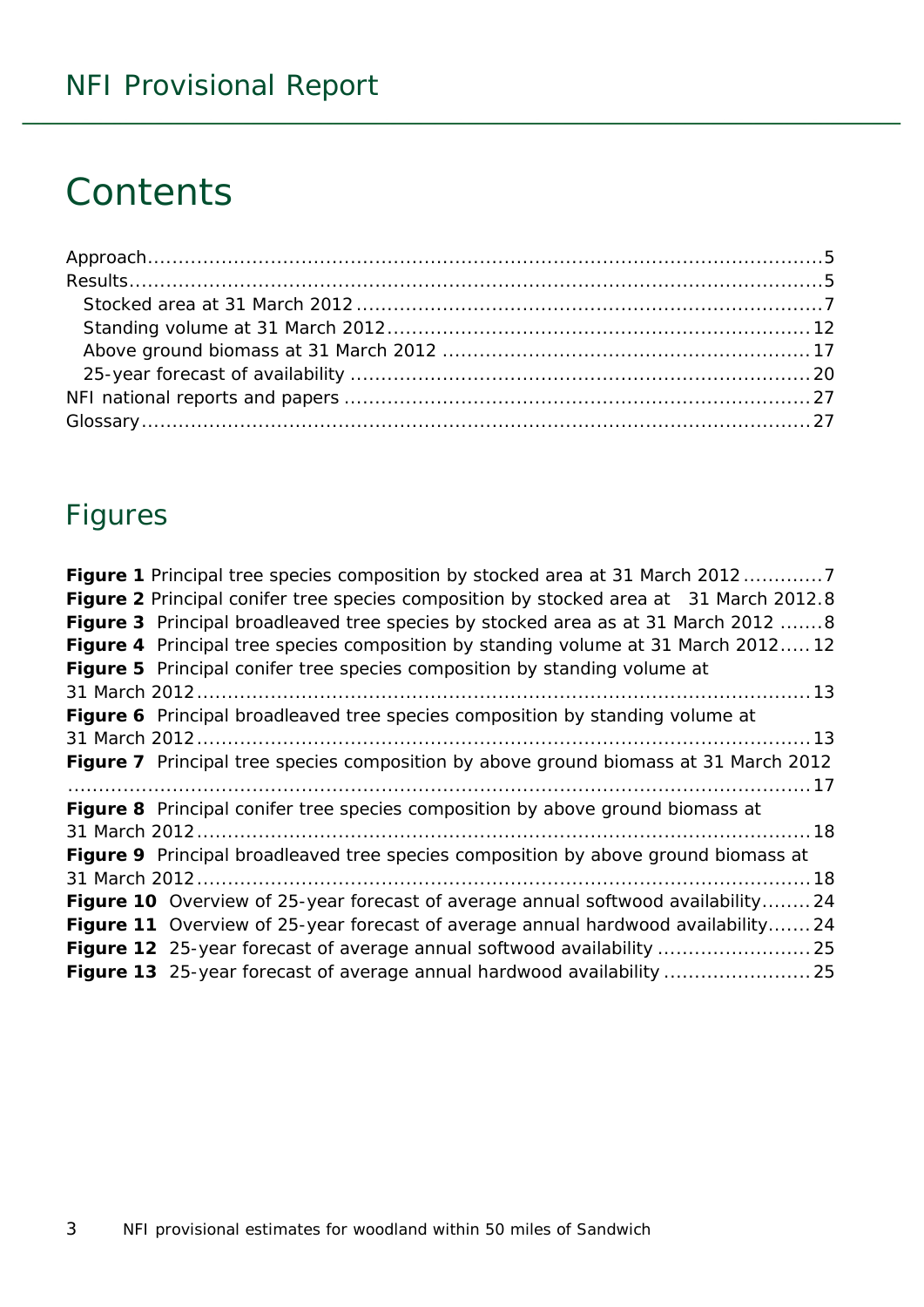## Contents

Approach....................................................................................................5
Results.......................................................................................................5
  Stocked area at 31 March 2012 .....................................................................7
  Standing volume at 31 March 2012.................................................................12
  Above ground biomass at 31 March 2012 .........................................................17
  25-year forecast of availability ......................................................................20
NFI national reports and papers .......................................................................27
Glossary.....................................................................................................27

## Figures

**Figure 1** Principal tree species composition by stocked area at 31 March 2012 ............7
**Figure 2** Principal conifer tree species composition by stocked area at 31 March 2012.8
**Figure 3** Principal broadleaved tree species by stocked area as at 31 March 2012 .......8
**Figure 4** Principal tree species composition by standing volume at 31 March 2012.....12
**Figure 5** Principal conifer tree species composition by standing volume at 31 March 2012.....................................................................................................13
**Figure 6** Principal broadleaved tree species composition by standing volume at 31 March 2012.....................................................................................................13
**Figure 7** Principal tree species composition by above ground biomass at 31 March 2012 .................................................................................................................17
**Figure 8** Principal conifer tree species composition by above ground biomass at 31 March 2012.....................................................................................................18
**Figure 9** Principal broadleaved tree species composition by above ground biomass at 31 March 2012.....................................................................................................18
**Figure 10** Overview of 25-year forecast of average annual softwood availability........24
**Figure 11** Overview of 25-year forecast of average annual hardwood availability.......24
**Figure 12** 25-year forecast of average annual softwood availability .........................25
**Figure 13** 25-year forecast of average annual hardwood availability ........................25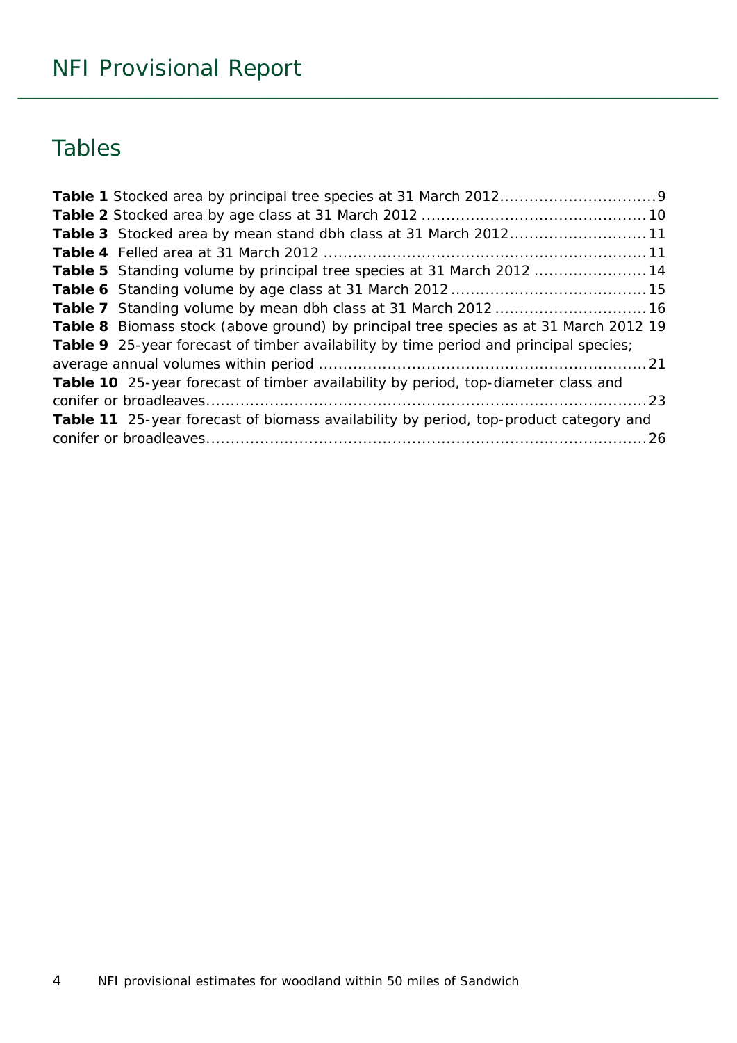## Tables

**Table 1** Stocked area by principal tree species at 31 March 2012 .......... 9
**Table 2** Stocked area by age class at 31 March 2012 .......... 10
**Table 3** Stocked area by mean stand dbh class at 31 March 2012 .......... 11
**Table 4** Felled area at 31 March 2012 .......... 11
**Table 5** Standing volume by principal tree species at 31 March 2012 .......... 14
**Table 6** Standing volume by age class at 31 March 2012 .......... 15
**Table 7** Standing volume by mean dbh class at 31 March 2012 .......... 16
**Table 8** Biomass stock (above ground) by principal tree species as at 31 March 2012 19
**Table 9** 25-year forecast of timber availability by time period and principal species; average annual volumes within period .......... 21
**Table 10** 25-year forecast of timber availability by period, top-diameter class and conifer or broadleaves .......... 23
**Table 11** 25-year forecast of biomass availability by period, top-product category and conifer or broadleaves .......... 26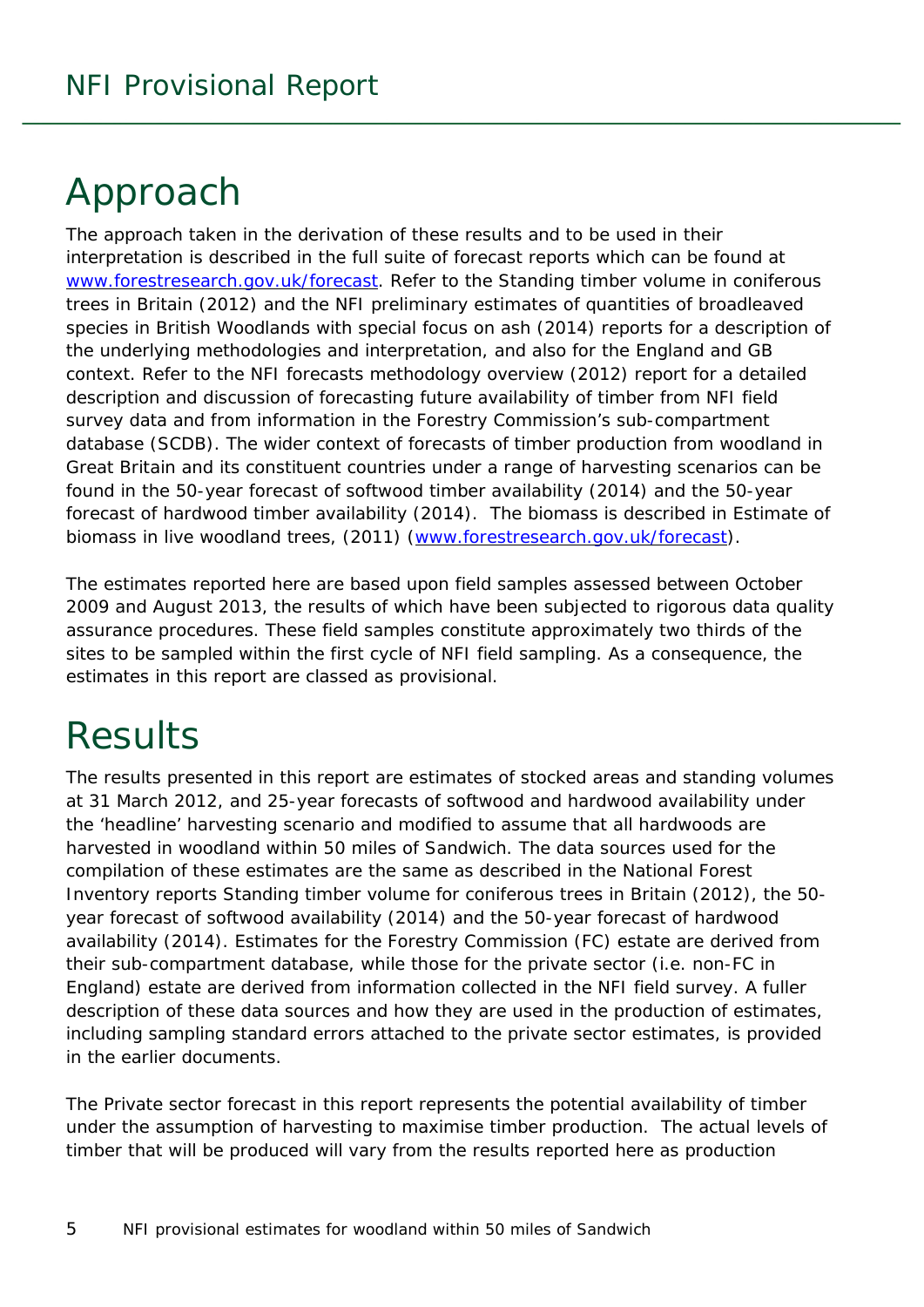# Approach

The approach taken in the derivation of these results and to be used in their interpretation is described in the full suite of forecast reports which can be found at [www.forestresearch.gov.uk/forecast](www.forestresearch.gov.uk/forecast). Refer to the Standing timber volume in coniferous trees in Britain (2012) and the NFI preliminary estimates of quantities of broadleaved species in British Woodlands with special focus on ash (2014) reports for a description of the underlying methodologies and interpretation, and also for the England and GB context. Refer to the NFI forecasts methodology overview (2012) report for a detailed description and discussion of forecasting future availability of timber from NFI field survey data and from information in the Forestry Commission's sub-compartment database (SCDB). The wider context of forecasts of timber production from woodland in Great Britain and its constituent countries under a range of harvesting scenarios can be found in the 50-year forecast of softwood timber availability (2014) and the 50-year forecast of hardwood timber availability (2014). The biomass is described in Estimate of biomass in live woodland trees, (2011) ([www.forestresearch.gov.uk/forecast](www.forestresearch.gov.uk/forecast)).

The estimates reported here are based upon field samples assessed between October 2009 and August 2013, the results of which have been subjected to rigorous data quality assurance procedures. These field samples constitute approximately two thirds of the sites to be sampled within the first cycle of NFI field sampling. As a consequence, the estimates in this report are classed as provisional.

# Results

The results presented in this report are estimates of stocked areas and standing volumes at 31 March 2012, and 25-year forecasts of softwood and hardwood availability under the 'headline' harvesting scenario and modified to assume that all hardwoods are harvested in woodland within 50 miles of Sandwich. The data sources used for the compilation of these estimates are the same as described in the National Forest Inventory reports Standing timber volume for coniferous trees in Britain (2012), the 50-year forecast of softwood availability (2014) and the 50-year forecast of hardwood availability (2014). Estimates for the Forestry Commission (FC) estate are derived from their sub-compartment database, while those for the private sector (i.e. non-FC in England) estate are derived from information collected in the NFI field survey. A fuller description of these data sources and how they are used in the production of estimates, including sampling standard errors attached to the private sector estimates, is provided in the earlier documents.

The Private sector forecast in this report represents the potential availability of timber under the assumption of harvesting to maximise timber production. The actual levels of timber that will be produced will vary from the results reported here as production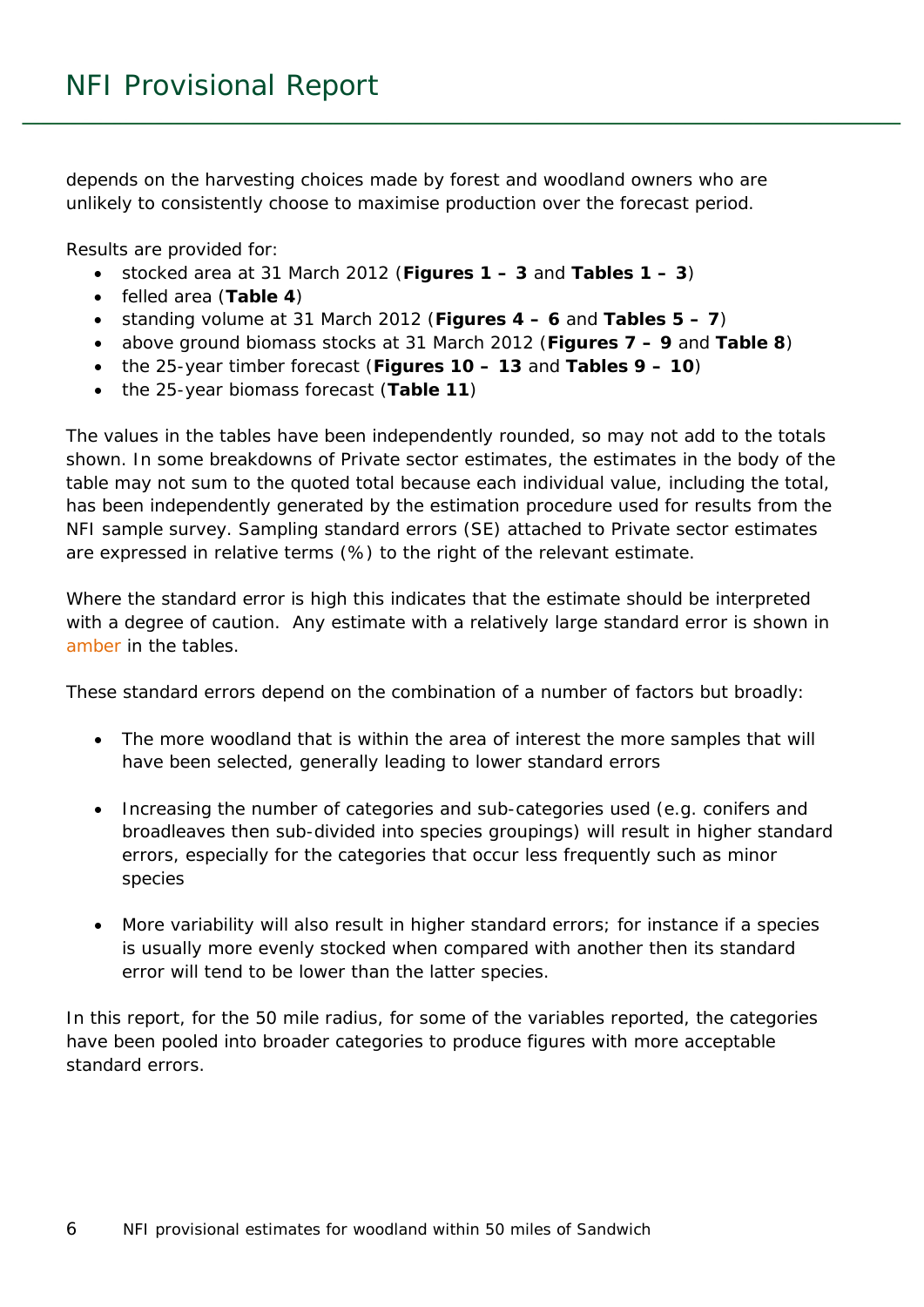depends on the harvesting choices made by forest and woodland owners who are unlikely to consistently choose to maximise production over the forecast period.

Results are provided for:

- stocked area at 31 March 2012 (**Figures 1 – 3** and **Tables 1 – 3**)
- felled area (**Table 4**)
- standing volume at 31 March 2012 (**Figures 4 – 6** and **Tables 5 – 7**)
- above ground biomass stocks at 31 March 2012 (**Figures 7 – 9** and **Table 8**)
- the 25-year timber forecast (**Figures 10 – 13** and **Tables 9 – 10**)
- the 25-year biomass forecast (**Table 11**)

The values in the tables have been independently rounded, so may not add to the totals shown. In some breakdowns of Private sector estimates, the estimates in the body of the table may not sum to the quoted total because each individual value, including the total, has been independently generated by the estimation procedure used for results from the NFI sample survey. Sampling standard errors (SE) attached to Private sector estimates are expressed in relative terms (%) to the right of the relevant estimate.

Where the standard error is high this indicates that the estimate should be interpreted with a degree of caution. Any estimate with a relatively large standard error is shown in amber in the tables.

These standard errors depend on the combination of a number of factors but broadly:

- The more woodland that is within the area of interest the more samples that will have been selected, generally leading to lower standard errors
- Increasing the number of categories and sub-categories used (e.g. conifers and broadleaves then sub-divided into species groupings) will result in higher standard errors, especially for the categories that occur less frequently such as minor species
- More variability will also result in higher standard errors; for instance if a species is usually more evenly stocked when compared with another then its standard error will tend to be lower than the latter species.

In this report, for the 50 mile radius, for some of the variables reported, the categories have been pooled into broader categories to produce figures with more acceptable standard errors.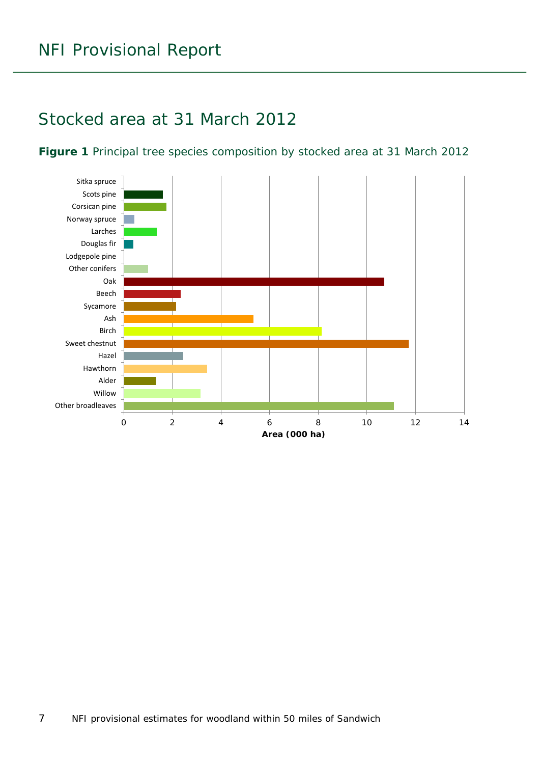# Stocked area at 31 March 2012

**Figure 1** Principal tree species composition by stocked area at 31 March 2012

Sitka spruce
Scots pine
Corsican pine
Norway spruce
Larches
Douglas fir
Lodgepole pine
Other conifers
Oak
Beech
Sycamore
Ash
Birch
Sweet chestnut
Hazel
Hawthorn
Alder
Willow
Other broadleaves

0 2 4 6 8 10 12 14

**Area (000 ha)**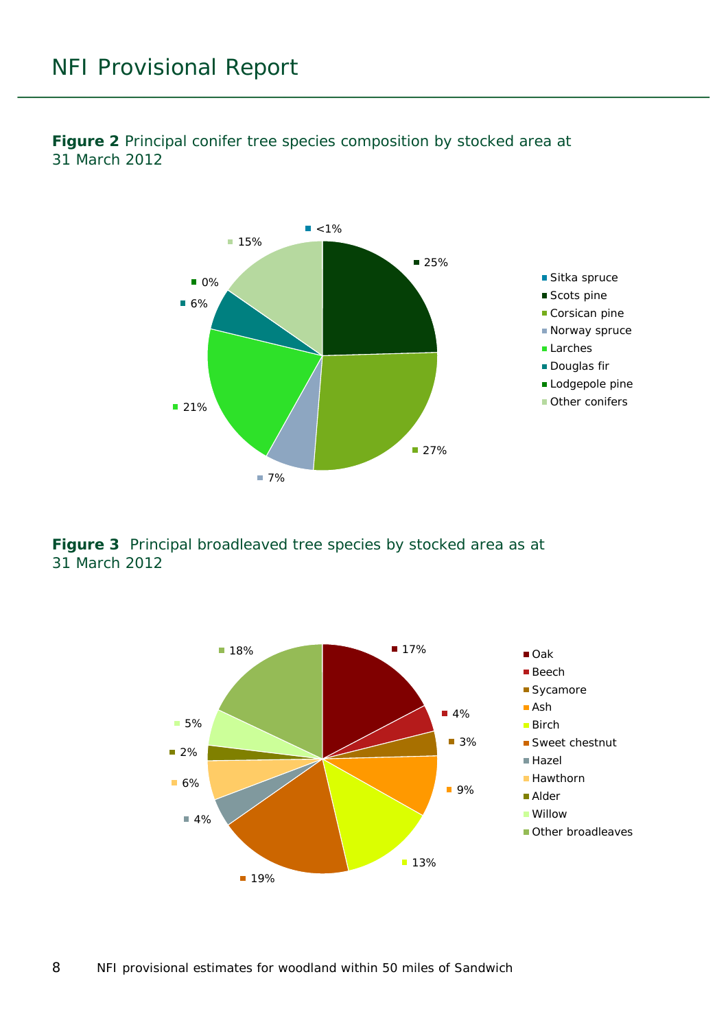**Figure 2** Principal conifer tree species composition by stocked area at 31 March 2012

| Species | Percentage |
|---|---|
| Sitka spruce | <1% |
| Scots pine | 25% |
| Corsican pine | 27% |
| Norway spruce | 7% |
| Larches | 21% |
| Douglas fir | 6% |
| Lodgepole pine | 0% |
| Other conifers | 15% |

**Figure 3** Principal broadleaved tree species by stocked area as at 31 March 2012

| Species | Percentage |
|---|---|
| Oak | 17% |
| Beech | 4% |
| Sycamore | 3% |
| Ash | 9% |
| Birch | 13% |
| Sweet chestnut | 19% |
| Hazel | 4% |
| Hawthorn | 6% |
| Alder | 2% |
| Willow | 5% |
| Other broadleaves | 18% |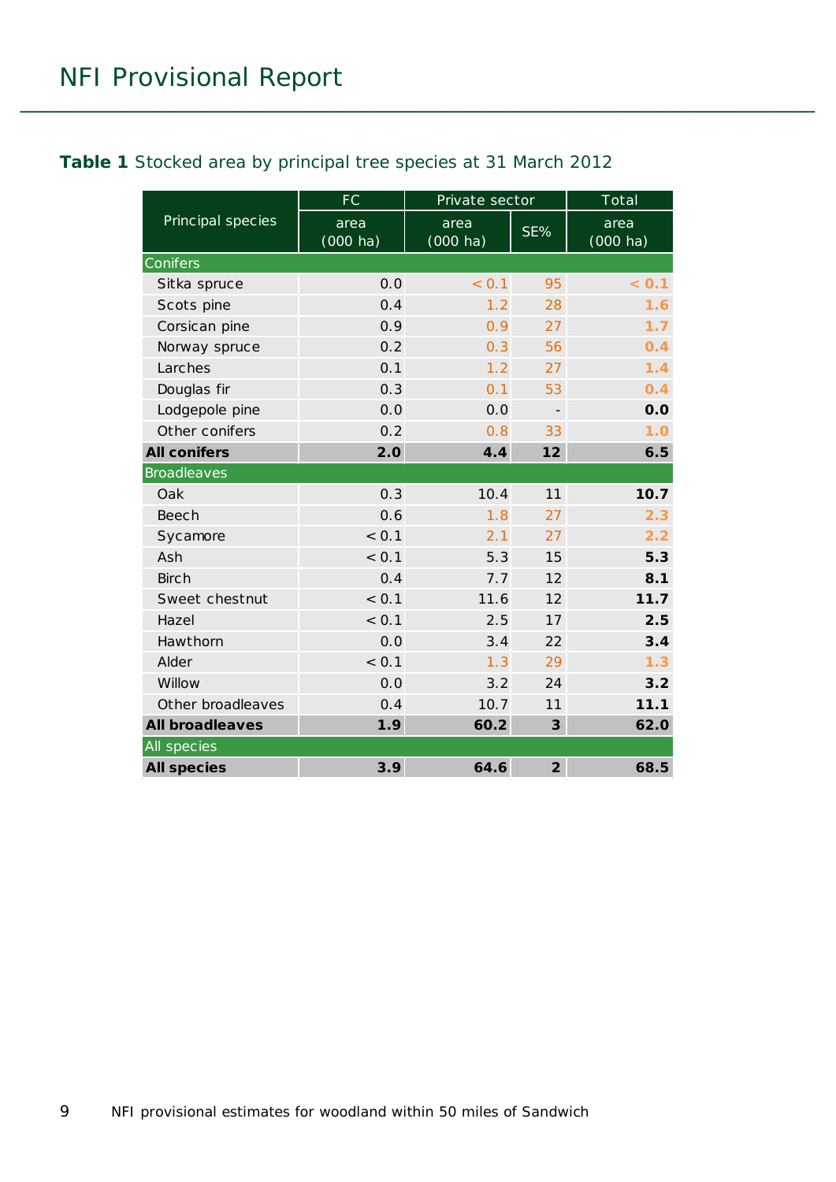## Table 1 Stocked area by principal tree species at 31 March 2012

| Principal species | FC | Private sector | | Total |
|---|---|---|---|---|
| | area (000 ha) | area (000 ha) | SE% | area (000 ha) |
| **Conifers** | | | | |
| Sitka spruce | 0.0 | < 0.1 | 95 | < 0.1 |
| Scots pine | 0.4 | 1.2 | 28 | 1.6 |
| Corsican pine | 0.9 | 0.9 | 27 | 1.7 |
| Norway spruce | 0.2 | 0.3 | 56 | 0.4 |
| Larches | 0.1 | 1.2 | 27 | 1.4 |
| Douglas fir | 0.3 | 0.1 | 53 | 0.4 |
| Lodgepole pine | 0.0 | 0.0 | - | 0.0 |
| Other conifers | 0.2 | 0.8 | 33 | 1.0 |
| **All conifers** | **2.0** | **4.4** | **12** | **6.5** |
| **Broadleaves** | | | | |
| Oak | 0.3 | 10.4 | 11 | 10.7 |
| Beech | 0.6 | 1.8 | 27 | 2.3 |
| Sycamore | < 0.1 | 2.1 | 27 | 2.2 |
| Ash | < 0.1 | 5.3 | 15 | 5.3 |
| Birch | 0.4 | 7.7 | 12 | 8.1 |
| Sweet chestnut | < 0.1 | 11.6 | 12 | 11.7 |
| Hazel | < 0.1 | 2.5 | 17 | 2.5 |
| Hawthorn | 0.0 | 3.4 | 22 | 3.4 |
| Alder | < 0.1 | 1.3 | 29 | 1.3 |
| Willow | 0.0 | 3.2 | 24 | 3.2 |
| Other broadleaves | 0.4 | 10.7 | 11 | 11.1 |
| **All broadleaves** | **1.9** | **60.2** | **3** | **62.0** |
| **All species** | | | | |
| **All species** | **3.9** | **64.6** | **2** | **68.5** |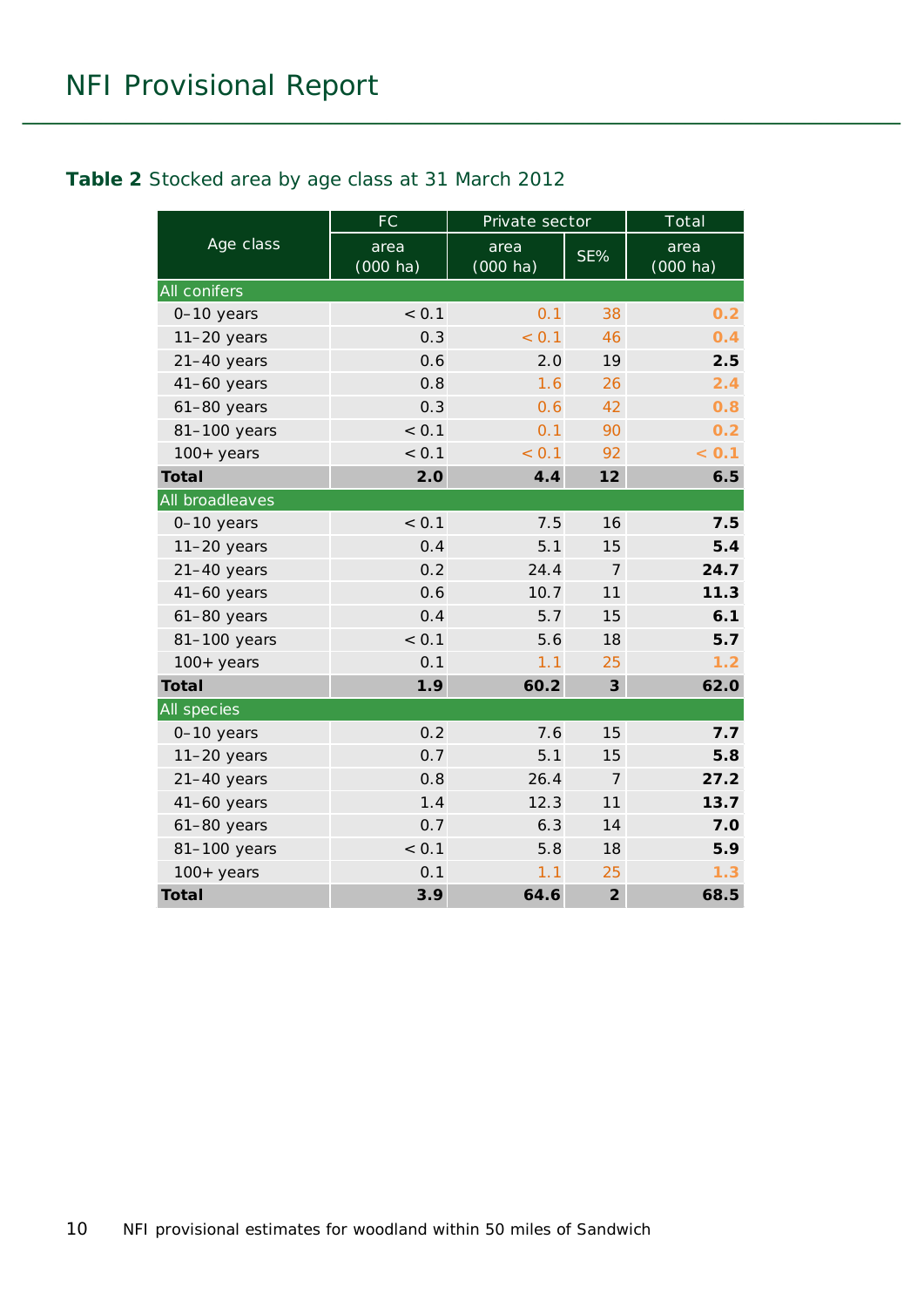**Table 2** Stocked area by age class at 31 March 2012

| Age class | FC | Private sector | | Total |
|---|---|---|---|---|
| | area (000 ha) | area (000 ha) | SE% | area (000 ha) |
| **All conifers** | | | | |
| 0–10 years | < 0.1 | 0.1 | 38 | **0.2** |
| 11–20 years | 0.3 | < 0.1 | 46 | **0.4** |
| 21–40 years | 0.6 | 2.0 | 19 | **2.5** |
| 41–60 years | 0.8 | 1.6 | 26 | **2.4** |
| 61–80 years | 0.3 | 0.6 | 42 | **0.8** |
| 81–100 years | < 0.1 | 0.1 | 90 | **0.2** |
| 100+ years | < 0.1 | < 0.1 | 92 | **< 0.1** |
| **Total** | **2.0** | **4.4** | **12** | **6.5** |
| **All broadleaves** | | | | |
| 0–10 years | < 0.1 | 7.5 | 16 | **7.5** |
| 11–20 years | 0.4 | 5.1 | 15 | **5.4** |
| 21–40 years | 0.2 | 24.4 | 7 | **24.7** |
| 41–60 years | 0.6 | 10.7 | 11 | **11.3** |
| 61–80 years | 0.4 | 5.7 | 15 | **6.1** |
| 81–100 years | < 0.1 | 5.6 | 18 | **5.7** |
| 100+ years | 0.1 | 1.1 | 25 | **1.2** |
| **Total** | **1.9** | **60.2** | **3** | **62.0** |
| **All species** | | | | |
| 0–10 years | 0.2 | 7.6 | 15 | **7.7** |
| 11–20 years | 0.7 | 5.1 | 15 | **5.8** |
| 21–40 years | 0.8 | 26.4 | 7 | **27.2** |
| 41–60 years | 1.4 | 12.3 | 11 | **13.7** |
| 61–80 years | 0.7 | 6.3 | 14 | **7.0** |
| 81–100 years | < 0.1 | 5.8 | 18 | **5.9** |
| 100+ years | 0.1 | 1.1 | 25 | **1.3** |
| **Total** | **3.9** | **64.6** | **2** | **68.5** |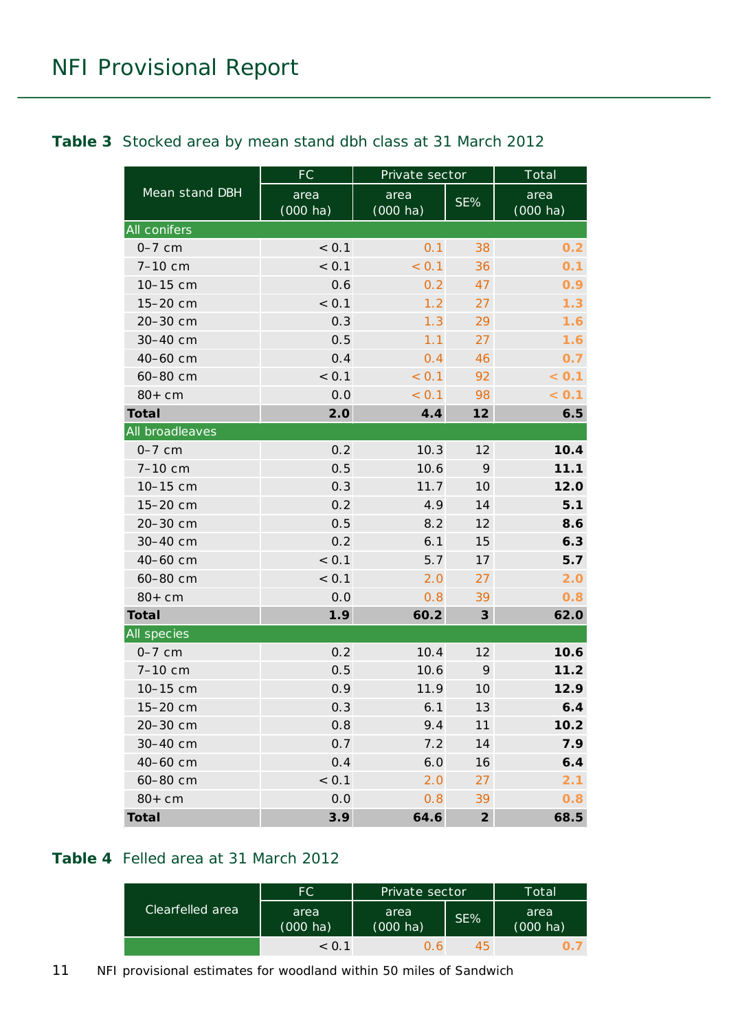**Table 3** Stocked area by mean stand dbh class at 31 March 2012

| Mean stand DBH | FC | Private sector | | Total |
|---|---|---|---|---|
| | area (000 ha) | area (000 ha) | SE% | area (000 ha) |
| All conifers | | | | |
| 0–7 cm | < 0.1 | 0.1 | 38 | 0.2 |
| 7–10 cm | < 0.1 | < 0.1 | 36 | 0.1 |
| 10–15 cm | 0.6 | 0.2 | 47 | 0.9 |
| 15–20 cm | < 0.1 | 1.2 | 27 | 1.3 |
| 20–30 cm | 0.3 | 1.3 | 29 | 1.6 |
| 30–40 cm | 0.5 | 1.1 | 27 | 1.6 |
| 40–60 cm | 0.4 | 0.4 | 46 | 0.7 |
| 60–80 cm | < 0.1 | < 0.1 | 92 | < 0.1 |
| 80+ cm | 0.0 | < 0.1 | 98 | < 0.1 |
| **Total** | **2.0** | **4.4** | **12** | **6.5** |
| All broadleaves | | | | |
| 0–7 cm | 0.2 | 10.3 | 12 | **10.4** |
| 7–10 cm | 0.5 | 10.6 | 9 | **11.1** |
| 10–15 cm | 0.3 | 11.7 | 10 | **12.0** |
| 15–20 cm | 0.2 | 4.9 | 14 | **5.1** |
| 20–30 cm | 0.5 | 8.2 | 12 | **8.6** |
| 30–40 cm | 0.2 | 6.1 | 15 | **6.3** |
| 40–60 cm | < 0.1 | 5.7 | 17 | **5.7** |
| 60–80 cm | < 0.1 | 2.0 | 27 | 2.0 |
| 80+ cm | 0.0 | 0.8 | 39 | 0.8 |
| **Total** | **1.9** | **60.2** | **3** | **62.0** |
| All species | | | | |
| 0–7 cm | 0.2 | 10.4 | 12 | **10.6** |
| 7–10 cm | 0.5 | 10.6 | 9 | **11.2** |
| 10–15 cm | 0.9 | 11.9 | 10 | **12.9** |
| 15–20 cm | 0.3 | 6.1 | 13 | **6.4** |
| 20–30 cm | 0.8 | 9.4 | 11 | **10.2** |
| 30–40 cm | 0.7 | 7.2 | 14 | **7.9** |
| 40–60 cm | 0.4 | 6.0 | 16 | **6.4** |
| 60–80 cm | < 0.1 | 2.0 | 27 | 2.1 |
| 80+ cm | 0.0 | 0.8 | 39 | 0.8 |
| **Total** | **3.9** | **64.6** | **2** | **68.5** |

**Table 4** Felled area at 31 March 2012

| Clearfelled area | FC | Private sector | | Total |
|---|---|---|---|---|
| | area (000 ha) | area (000 ha) | SE% | area (000 ha) |
| | < 0.1 | 0.6 | 45 | 0.7 |

NFI provisional estimates for woodland within 50 miles of Sandwich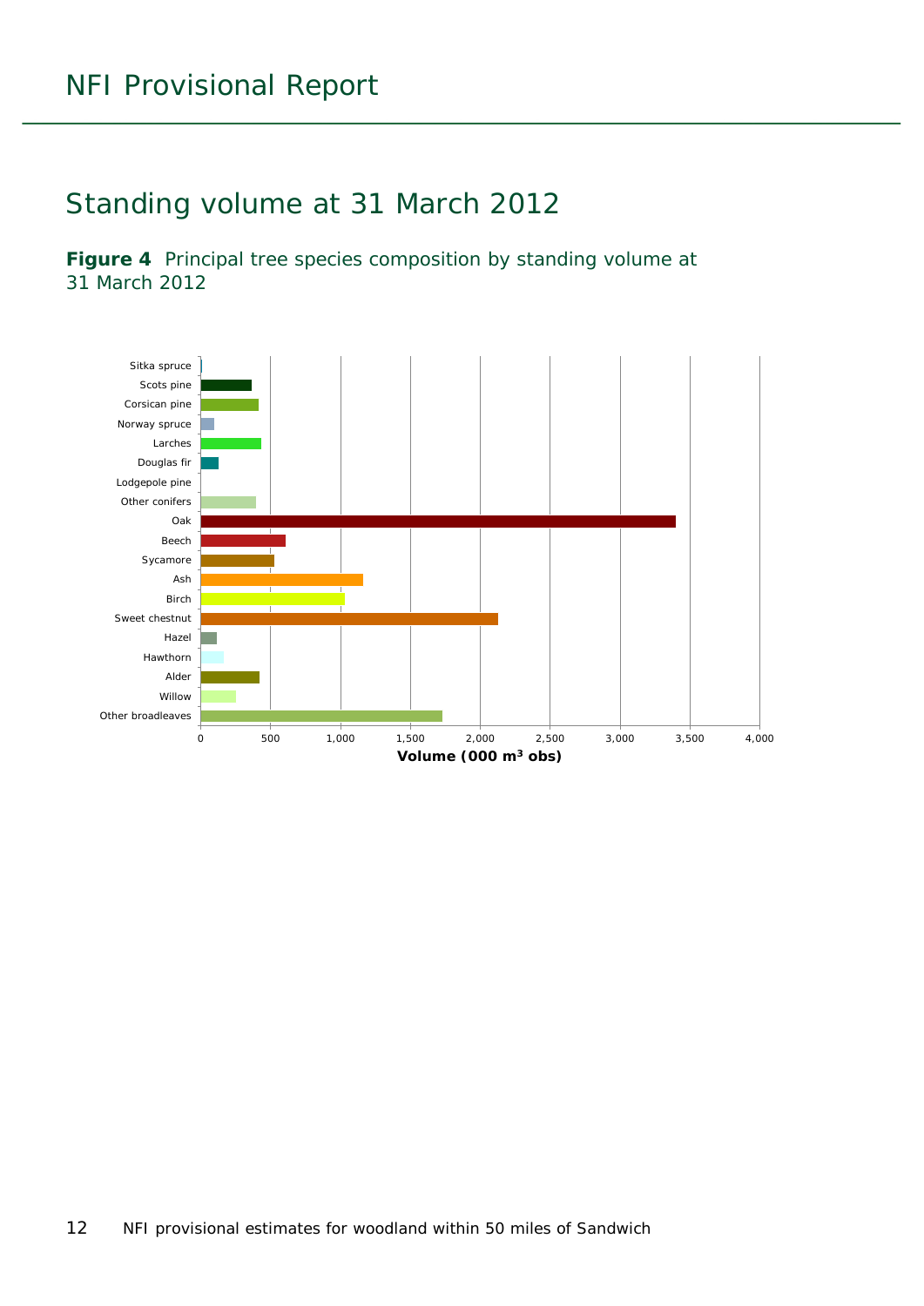## Standing volume at 31 March 2012

**Figure 4** Principal tree species composition by standing volume at 31 March 2012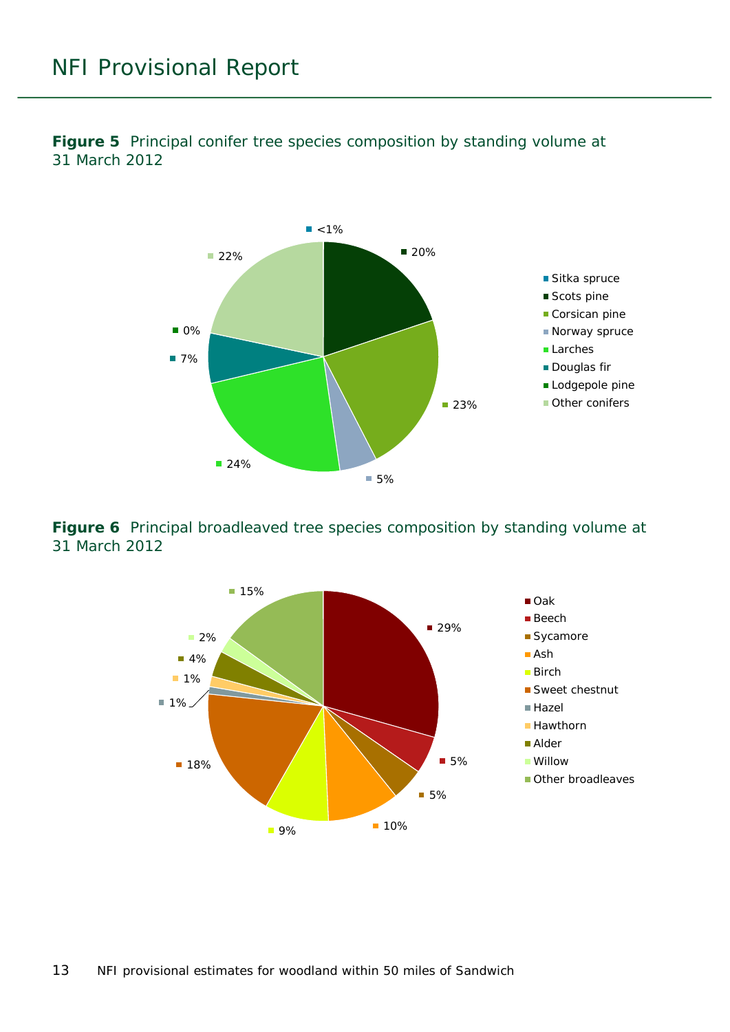**Figure 5** Principal conifer tree species composition by standing volume at 31 March 2012

| Species | Percentage |
|---|---|
| Sitka spruce | <1% |
| Scots pine | 20% |
| Corsican pine | 23% |
| Norway spruce | 5% |
| Larches | 24% |
| Douglas fir | 7% |
| Lodgepole pine | 0% |
| Other conifers | 22% |

**Figure 6** Principal broadleaved tree species composition by standing volume at 31 March 2012

| Species | Percentage |
|---|---|
| Oak | 29% |
| Beech | 5% |
| Sycamore | 5% |
| Ash | 10% |
| Birch | 9% |
| Sweet chestnut | 18% |
| Hazel | 1% |
| Hawthorn | 1% |
| Alder | 4% |
| Willow | 2% |
| Other broadleaves | 15% |

NFI provisional estimates for woodland within 50 miles of Sandwich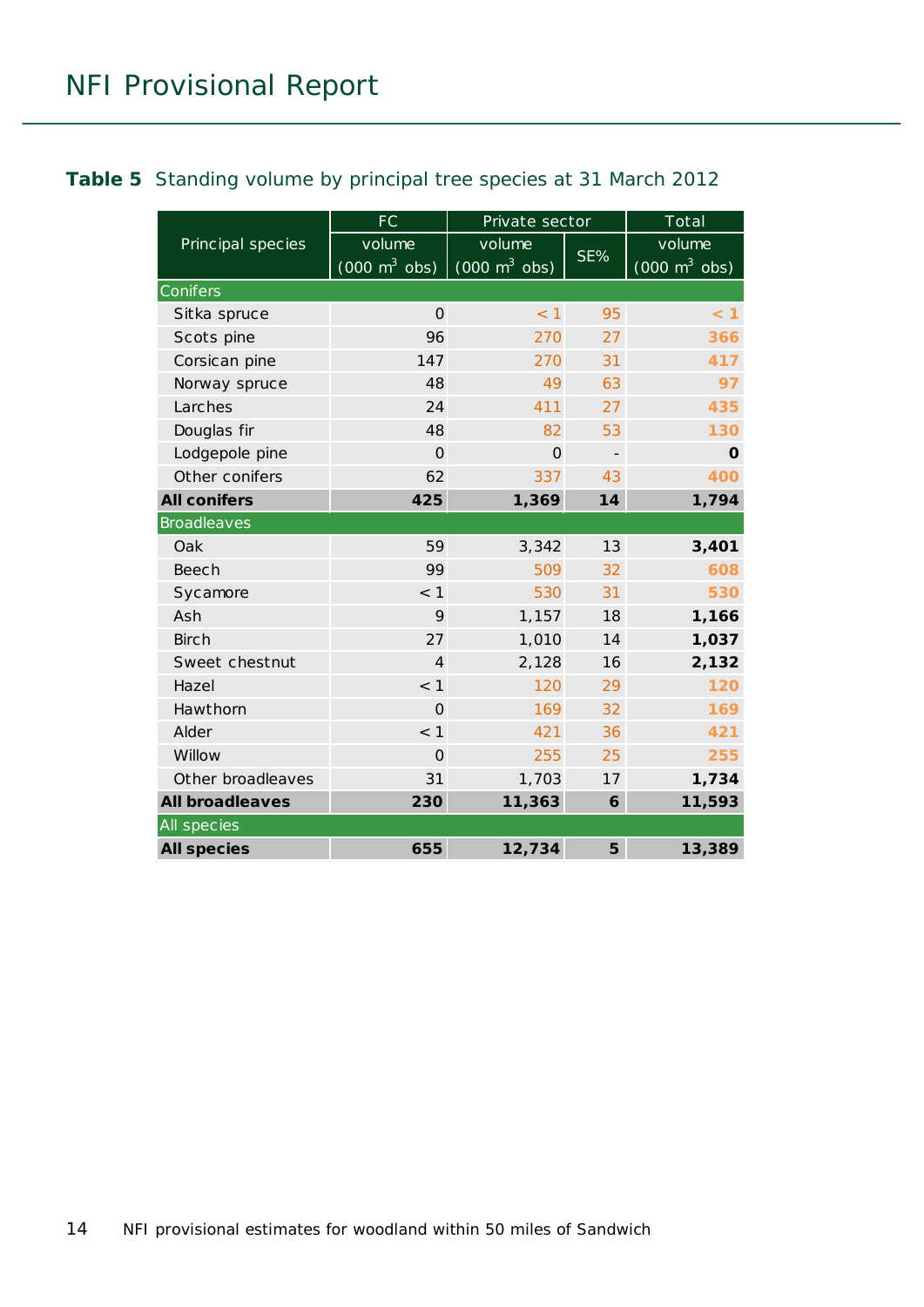**Table 5** Standing volume by principal tree species at 31 March 2012

| Principal species | FC | Private sector | | Total |
|---|---|---|---|---|
| | volume (000 $m^3$ obs) | volume (000 $m^3$ obs) | SE% | volume (000 $m^3$ obs) |
| Conifers | | | | |
| Sitka spruce | 0 | < 1 | 95 | **< 1** |
| Scots pine | 96 | 270 | 27 | **366** |
| Corsican pine | 147 | 270 | 31 | **417** |
| Norway spruce | 48 | 49 | 63 | **97** |
| Larches | 24 | 411 | 27 | **435** |
| Douglas fir | 48 | 82 | 53 | **130** |
| Lodgepole pine | 0 | 0 | - | **0** |
| Other conifers | 62 | 337 | 43 | **400** |
| **All conifers** | **425** | **1,369** | **14** | **1,794** |
| Broadleaves | | | | |
| Oak | 59 | 3,342 | 13 | **3,401** |
| Beech | 99 | 509 | 32 | **608** |
| Sycamore | < 1 | 530 | 31 | **530** |
| Ash | 9 | 1,157 | 18 | **1,166** |
| Birch | 27 | 1,010 | 14 | **1,037** |
| Sweet chestnut | 4 | 2,128 | 16 | **2,132** |
| Hazel | < 1 | 120 | 29 | **120** |
| Hawthorn | 0 | 169 | 32 | **169** |
| Alder | < 1 | 421 | 36 | **421** |
| Willow | 0 | 255 | 25 | **255** |
| Other broadleaves | 31 | 1,703 | 17 | **1,734** |
| **All broadleaves** | **230** | **11,363** | **6** | **11,593** |
| All species | | | | |
| **All species** | **655** | **12,734** | **5** | **13,389** |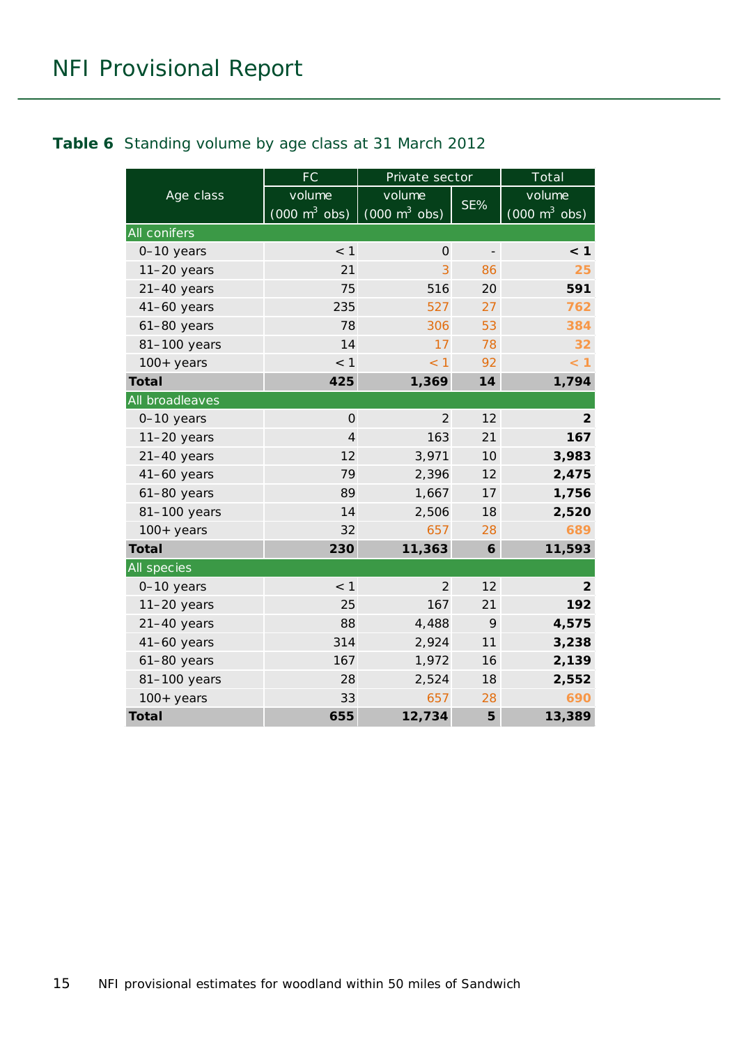**Table 6** Standing volume by age class at 31 March 2012

| Age class | FC | Private sector | | Total |
|---|---|---|---|---|
| | volume (000 $m^3$ obs) | volume (000 $m^3$ obs) | SE% | volume (000 $m^3$ obs) |
| **All conifers** | | | | |
| 0–10 years | < 1 | 0 | - | **< 1** |
| 11–20 years | 21 | 3 | 86 | **25** |
| 21–40 years | 75 | 516 | 20 | **591** |
| 41–60 years | 235 | 527 | 27 | **762** |
| 61–80 years | 78 | 306 | 53 | **384** |
| 81–100 years | 14 | 17 | 78 | **32** |
| 100+ years | < 1 | < 1 | 92 | **< 1** |
| **Total** | **425** | **1,369** | **14** | **1,794** |
| **All broadleaves** | | | | |
| 0–10 years | 0 | 2 | 12 | **2** |
| 11–20 years | 4 | 163 | 21 | **167** |
| 21–40 years | 12 | 3,971 | 10 | **3,983** |
| 41–60 years | 79 | 2,396 | 12 | **2,475** |
| 61–80 years | 89 | 1,667 | 17 | **1,756** |
| 81–100 years | 14 | 2,506 | 18 | **2,520** |
| 100+ years | 32 | 657 | 28 | **689** |
| **Total** | **230** | **11,363** | **6** | **11,593** |
| **All species** | | | | |
| 0–10 years | < 1 | 2 | 12 | **2** |
| 11–20 years | 25 | 167 | 21 | **192** |
| 21–40 years | 88 | 4,488 | 9 | **4,575** |
| 41–60 years | 314 | 2,924 | 11 | **3,238** |
| 61–80 years | 167 | 1,972 | 16 | **2,139** |
| 81–100 years | 28 | 2,524 | 18 | **2,552** |
| 100+ years | 33 | 657 | 28 | **690** |
| **Total** | **655** | **12,734** | **5** | **13,389** |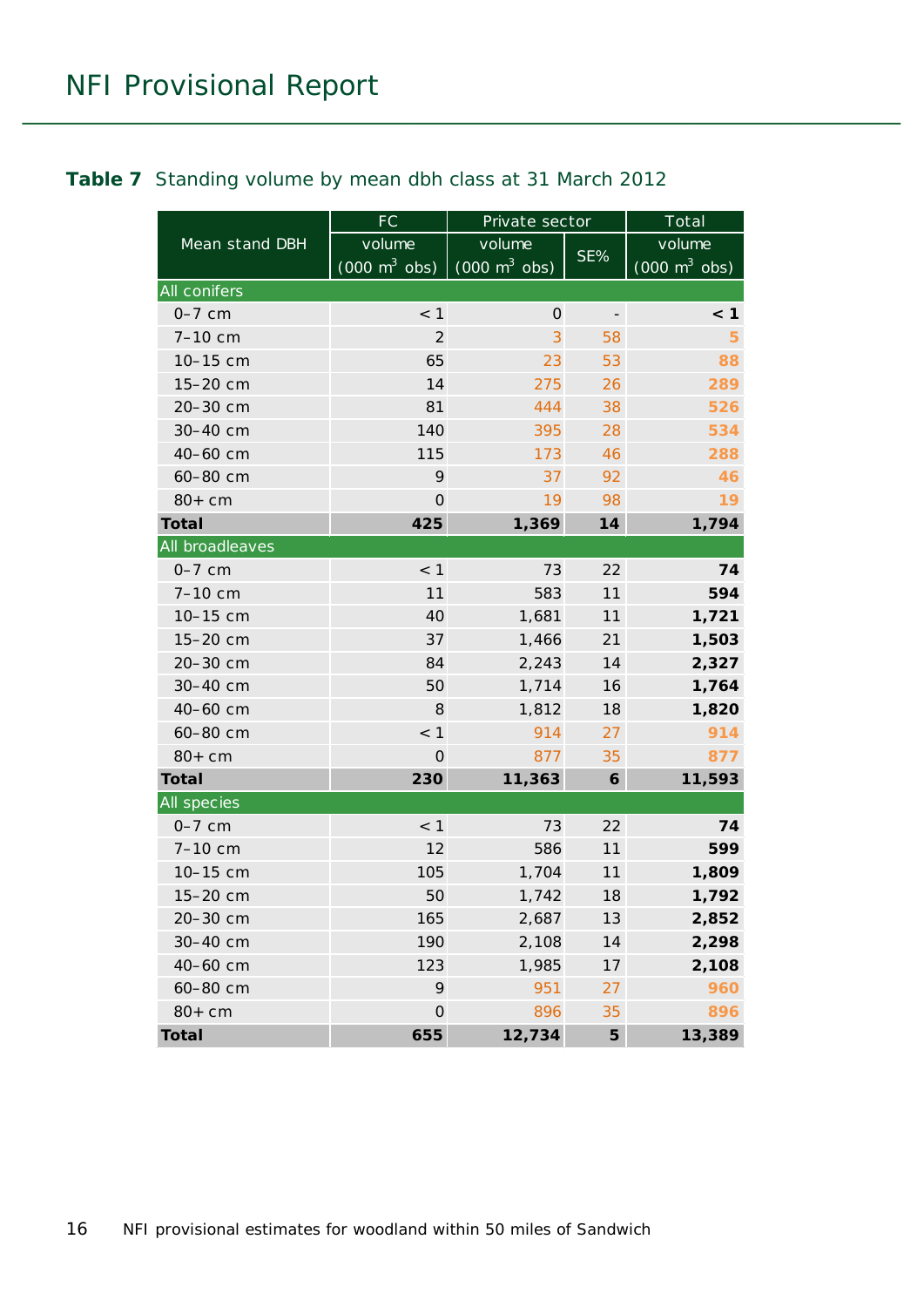**Table 7** Standing volume by mean dbh class at 31 March 2012

| Mean stand DBH | FC | Private sector | | Total |
|---|---|---|---|---|
| | volume (000 $m^3$ obs) | volume (000 $m^3$ obs) | SE% | volume (000 $m^3$ obs) |
| **All conifers** | | | | |
| 0–7 cm | < 1 | 0 | - | **< 1** |
| 7–10 cm | 2 | 3 | 58 | **5** |
| 10–15 cm | 65 | 23 | 53 | **88** |
| 15–20 cm | 14 | 275 | 26 | **289** |
| 20–30 cm | 81 | 444 | 38 | **526** |
| 30–40 cm | 140 | 395 | 28 | **534** |
| 40–60 cm | 115 | 173 | 46 | **288** |
| 60–80 cm | 9 | 37 | 92 | **46** |
| 80+ cm | 0 | 19 | 98 | **19** |
| **Total** | **425** | **1,369** | **14** | **1,794** |
| **All broadleaves** | | | | |
| 0–7 cm | < 1 | 73 | 22 | **74** |
| 7–10 cm | 11 | 583 | 11 | **594** |
| 10–15 cm | 40 | 1,681 | 11 | **1,721** |
| 15–20 cm | 37 | 1,466 | 21 | **1,503** |
| 20–30 cm | 84 | 2,243 | 14 | **2,327** |
| 30–40 cm | 50 | 1,714 | 16 | **1,764** |
| 40–60 cm | 8 | 1,812 | 18 | **1,820** |
| 60–80 cm | < 1 | 914 | 27 | **914** |
| 80+ cm | 0 | 877 | 35 | **877** |
| **Total** | **230** | **11,363** | **6** | **11,593** |
| **All species** | | | | |
| 0–7 cm | < 1 | 73 | 22 | **74** |
| 7–10 cm | 12 | 586 | 11 | **599** |
| 10–15 cm | 105 | 1,704 | 11 | **1,809** |
| 15–20 cm | 50 | 1,742 | 18 | **1,792** |
| 20–30 cm | 165 | 2,687 | 13 | **2,852** |
| 30–40 cm | 190 | 2,108 | 14 | **2,298** |
| 40–60 cm | 123 | 1,985 | 17 | **2,108** |
| 60–80 cm | 9 | 951 | 27 | **960** |
| 80+ cm | 0 | 896 | 35 | **896** |
| **Total** | **655** | **12,734** | **5** | **13,389** |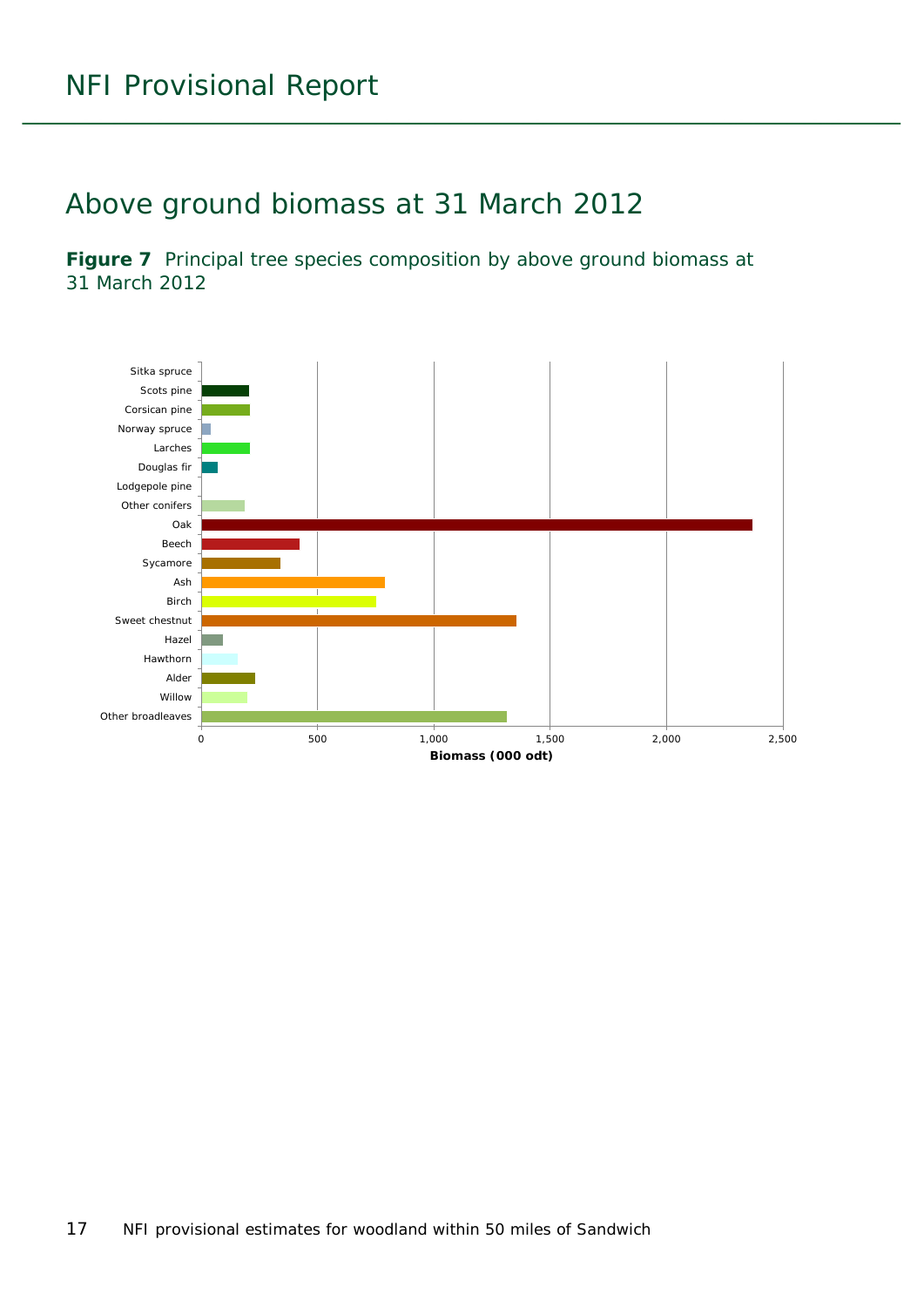# Above ground biomass at 31 March 2012

**Figure 7** Principal tree species composition by above ground biomass at 31 March 2012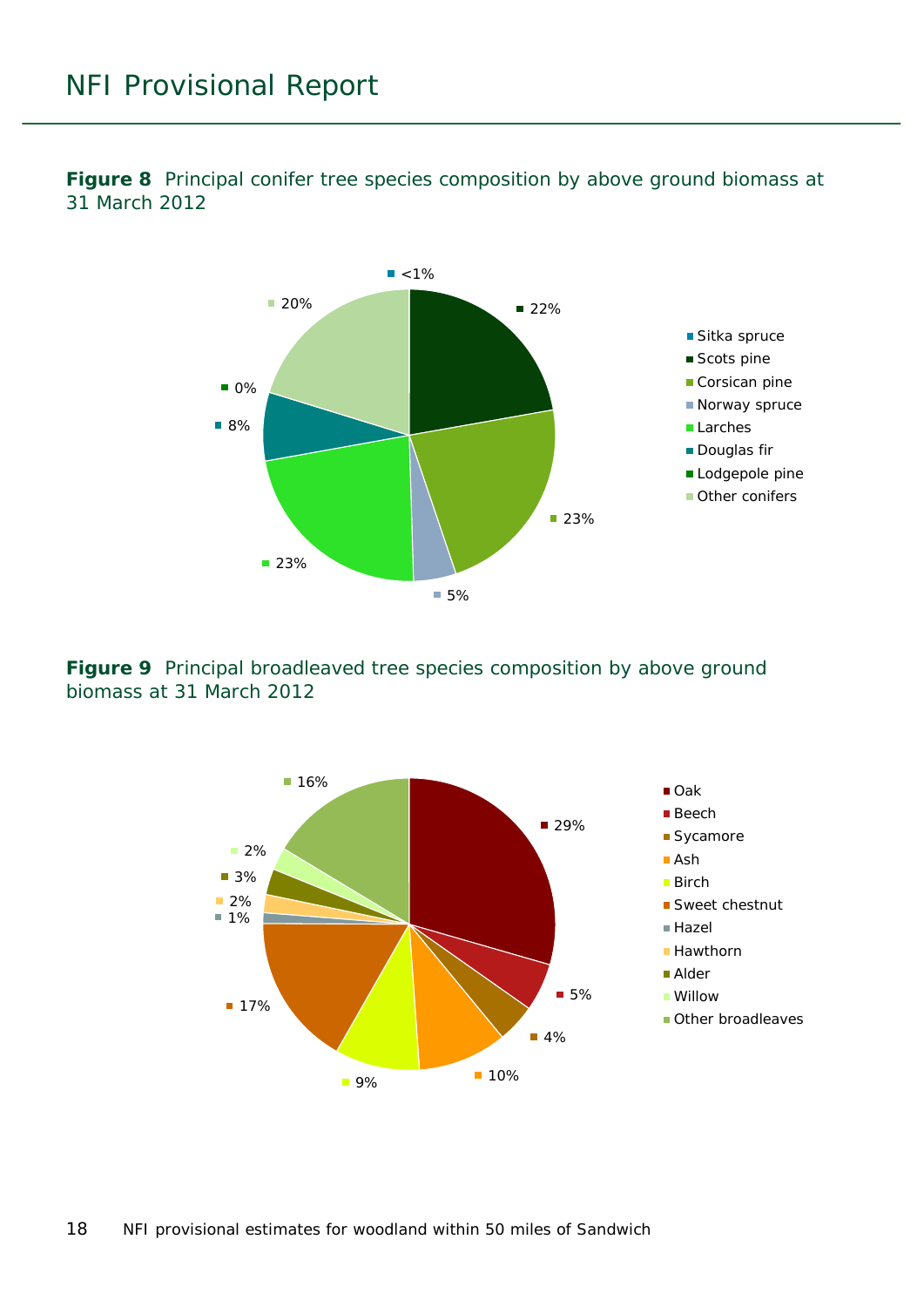**Figure 8** Principal conifer tree species composition by above ground biomass at 31 March 2012

| Species | Percentage |
|---|---|
| Sitka spruce | <1% |
| Scots pine | 22% |
| Corsican pine | 23% |
| Norway spruce | 5% |
| Larches | 23% |
| Douglas fir | 8% |
| Lodgepole pine | 0% |
| Other conifers | 20% |

**Figure 9** Principal broadleaved tree species composition by above ground biomass at 31 March 2012

| Species | Percentage |
|---|---|
| Oak | 29% |
| Beech | 5% |
| Sycamore | 4% |
| Ash | 10% |
| Birch | 9% |
| Sweet chestnut | 17% |
| Hazel | 1% |
| Hawthorn | 2% |
| Alder | 3% |
| Willow | 2% |
| Other broadleaves | 16% |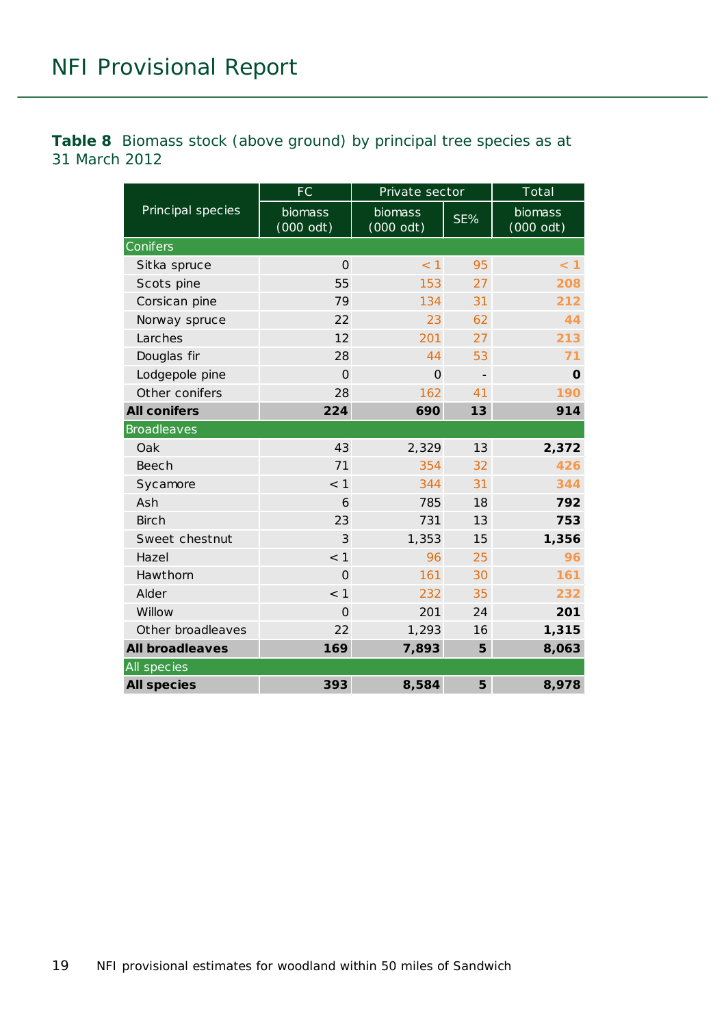**Table 8** Biomass stock (above ground) by principal tree species as at 31 March 2012

| Principal species | FC | Private sector | | Total |
|---|---|---|---|---|
| | biomass (000 odt) | biomass (000 odt) | SE% | biomass (000 odt) |
| **Conifers** | | | | |
| Sitka spruce | 0 | < 1 | 95 | **< 1** |
| Scots pine | 55 | 153 | 27 | **208** |
| Corsican pine | 79 | 134 | 31 | **212** |
| Norway spruce | 22 | 23 | 62 | **44** |
| Larches | 12 | 201 | 27 | **213** |
| Douglas fir | 28 | 44 | 53 | **71** |
| Lodgepole pine | 0 | 0 | - | **0** |
| Other conifers | 28 | 162 | 41 | **190** |
| **All conifers** | **224** | **690** | **13** | **914** |
| **Broadleaves** | | | | |
| Oak | 43 | 2,329 | 13 | **2,372** |
| Beech | 71 | 354 | 32 | **426** |
| Sycamore | < 1 | 344 | 31 | **344** |
| Ash | 6 | 785 | 18 | **792** |
| Birch | 23 | 731 | 13 | **753** |
| Sweet chestnut | 3 | 1,353 | 15 | **1,356** |
| Hazel | < 1 | 96 | 25 | **96** |
| Hawthorn | 0 | 161 | 30 | **161** |
| Alder | < 1 | 232 | 35 | **232** |
| Willow | 0 | 201 | 24 | **201** |
| Other broadleaves | 22 | 1,293 | 16 | **1,315** |
| **All broadleaves** | **169** | **7,893** | **5** | **8,063** |
| **All species** | | | | |
| **All species** | **393** | **8,584** | **5** | **8,978** |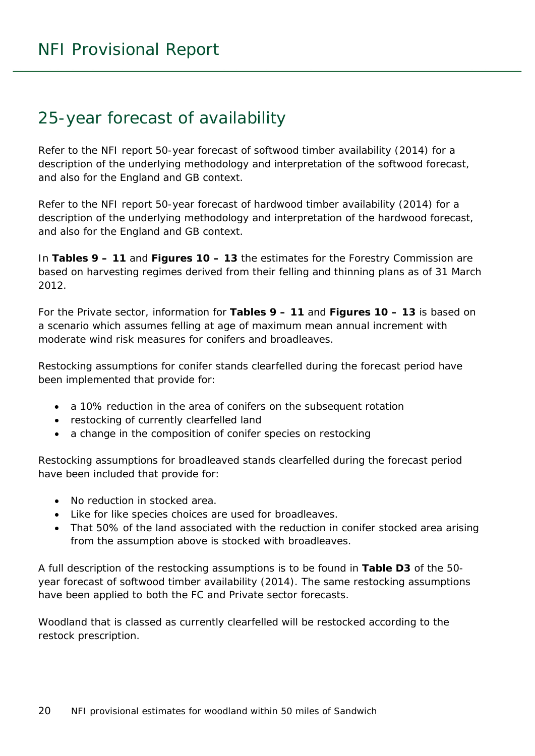## 25-year forecast of availability

Refer to the NFI report 50-year forecast of softwood timber availability (2014) for a description of the underlying methodology and interpretation of the softwood forecast, and also for the England and GB context.

Refer to the NFI report 50-year forecast of hardwood timber availability (2014) for a description of the underlying methodology and interpretation of the hardwood forecast, and also for the England and GB context.

In **Tables 9 – 11** and **Figures 10 – 13** the estimates for the Forestry Commission are based on harvesting regimes derived from their felling and thinning plans as of 31 March 2012.

For the Private sector, information for **Tables 9 – 11** and **Figures 10 – 13** is based on a scenario which assumes felling at age of maximum mean annual increment with moderate wind risk measures for conifers and broadleaves.

Restocking assumptions for conifer stands clearfelled during the forecast period have been implemented that provide for:

- a 10% reduction in the area of conifers on the subsequent rotation
- restocking of currently clearfelled land
- a change in the composition of conifer species on restocking

Restocking assumptions for broadleaved stands clearfelled during the forecast period have been included that provide for:

- No reduction in stocked area.
- Like for like species choices are used for broadleaves.
- That 50% of the land associated with the reduction in conifer stocked area arising from the assumption above is stocked with broadleaves.

A full description of the restocking assumptions is to be found in **Table D3** of the 50-year forecast of softwood timber availability (2014). The same restocking assumptions have been applied to both the FC and Private sector forecasts.

Woodland that is classed as currently clearfelled will be restocked according to the restock prescription.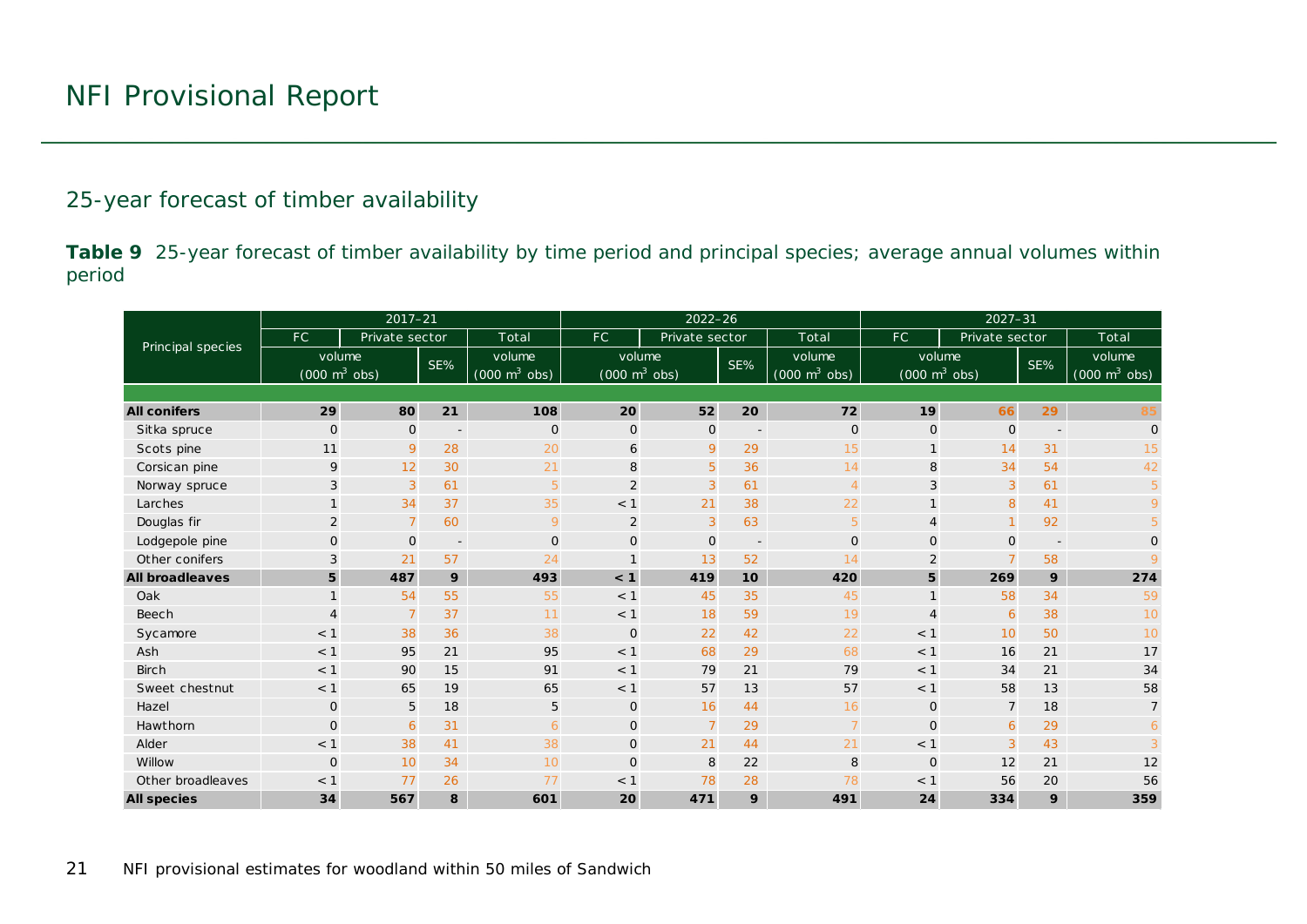## 25-year forecast of timber availability

**Table 9** 25-year forecast of timber availability by time period and principal species; average annual volumes within period

| Principal species | 2017–21 | | | | 2022–26 | | | | 2027–31 | | | |
|---|---|---|---|---|---|---|---|---|---|---|---|---|
| | FC | Private sector | | Total | FC | Private sector | | Total | FC | Private sector | | Total |
| | volume (000 $m^3$ obs) | | SE% | volume (000 $m^3$ obs) | volume (000 $m^3$ obs) | | SE% | volume (000 $m^3$ obs) | volume (000 $m^3$ obs) | | SE% | volume (000 $m^3$ obs) |
| **All conifers** | **29** | **80** | **21** | **108** | **20** | **52** | **20** | **72** | **19** | **66** | **29** | **85** |
| Sitka spruce | 0 | 0 | - | 0 | 0 | 0 | - | 0 | 0 | 0 | - | 0 |
| Scots pine | 11 | 9 | 28 | 20 | 6 | 9 | 29 | 15 | 1 | 14 | 31 | 15 |
| Corsican pine | 9 | 12 | 30 | 21 | 8 | 5 | 36 | 14 | 8 | 34 | 54 | 42 |
| Norway spruce | 3 | 3 | 61 | 5 | 2 | 3 | 61 | 4 | 3 | 3 | 61 | 5 |
| Larches | 1 | 34 | 37 | 35 | < 1 | 21 | 38 | 22 | 1 | 8 | 41 | 9 |
| Douglas fir | 2 | 7 | 60 | 9 | 2 | 3 | 63 | 5 | 4 | 1 | 92 | 5 |
| Lodgepole pine | 0 | 0 | - | 0 | 0 | 0 | - | 0 | 0 | 0 | - | 0 |
| Other conifers | 3 | 21 | 57 | 24 | 1 | 13 | 52 | 14 | 2 | 7 | 58 | 9 |
| **All broadleaves** | **5** | **487** | **9** | **493** | **< 1** | **419** | **10** | **420** | **5** | **269** | **9** | **274** |
| Oak | 1 | 54 | 55 | 55 | < 1 | 45 | 35 | 45 | 1 | 58 | 34 | 59 |
| Beech | 4 | 7 | 37 | 11 | < 1 | 18 | 59 | 19 | 4 | 6 | 38 | 10 |
| Sycamore | < 1 | 38 | 36 | 38 | 0 | 22 | 42 | 22 | < 1 | 10 | 50 | 10 |
| Ash | < 1 | 95 | 21 | 95 | < 1 | 68 | 29 | 68 | < 1 | 16 | 21 | 17 |
| Birch | < 1 | 90 | 15 | 91 | < 1 | 79 | 21 | 79 | < 1 | 34 | 21 | 34 |
| Sweet chestnut | < 1 | 65 | 19 | 65 | < 1 | 57 | 13 | 57 | < 1 | 58 | 13 | 58 |
| Hazel | 0 | 5 | 18 | 5 | 0 | 16 | 44 | 16 | 0 | 7 | 18 | 7 |
| Hawthorn | 0 | 6 | 31 | 6 | 0 | 7 | 29 | 7 | 0 | 6 | 29 | 6 |
| Alder | < 1 | 38 | 41 | 38 | 0 | 21 | 44 | 21 | < 1 | 3 | 43 | 3 |
| Willow | 0 | 10 | 34 | 10 | 0 | 8 | 22 | 8 | 0 | 12 | 21 | 12 |
| Other broadleaves | < 1 | 77 | 26 | 77 | < 1 | 78 | 28 | 78 | < 1 | 56 | 20 | 56 |
| **All species** | **34** | **567** | **8** | **601** | **20** | **471** | **9** | **491** | **24** | **334** | **9** | **359** |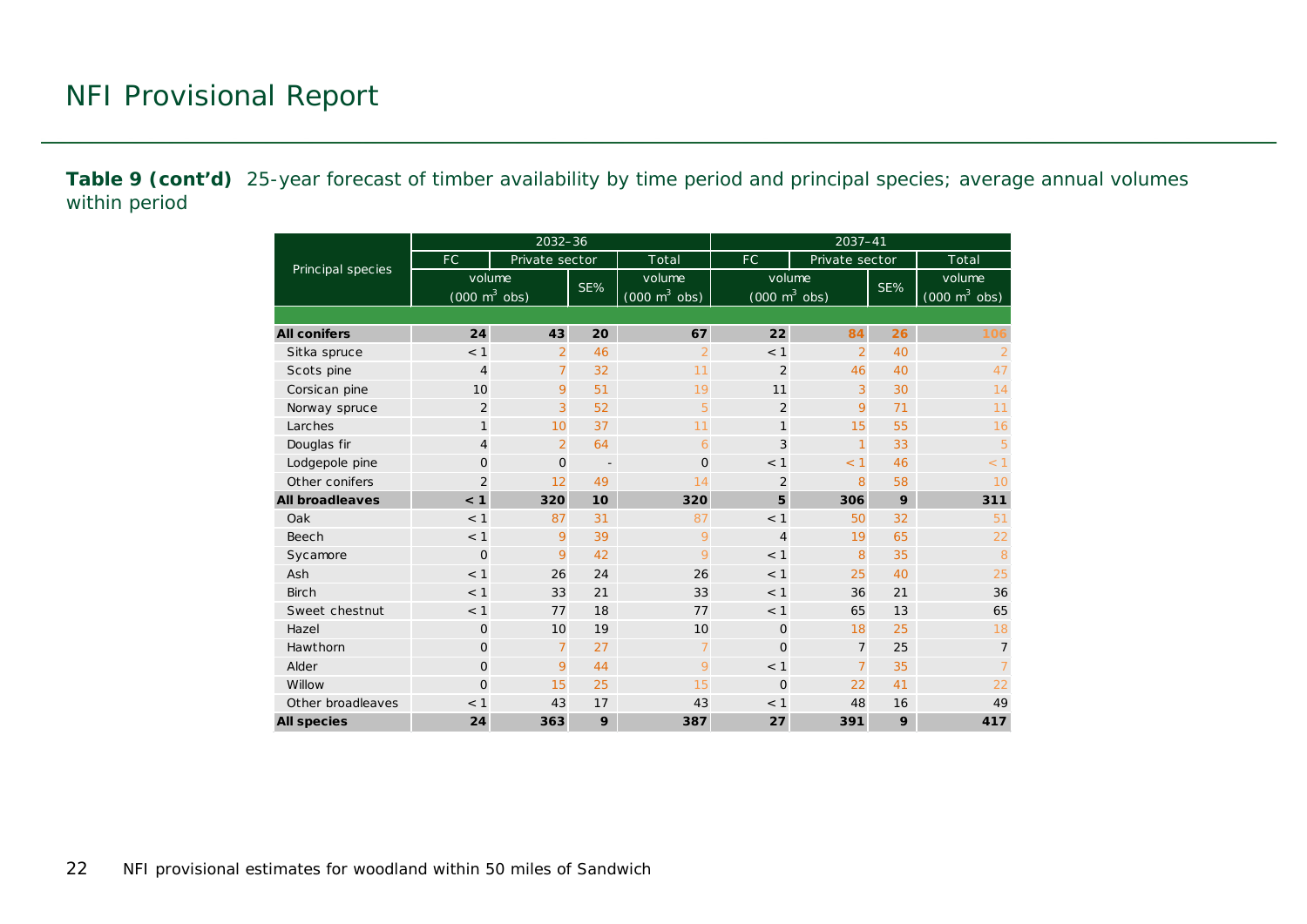## NFI Provisional Report

**Table 9 (cont'd)** 25-year forecast of timber availability by time period and principal species; average annual volumes within period

| Principal species | 2032–36 | | | | 2037–41 | | | |
|---|---|---|---|---|---|---|---|---|
| | FC | Private sector | | Total | FC | Private sector | | Total |
| | volume (000 m³ obs) | | SE% | volume (000 m³ obs) | volume (000 m³ obs) | | SE% | volume (000 m³ obs) |
| **All conifers** | **24** | **43** | **20** | **67** | **22** | **84** | **26** | **106** |
| Sitka spruce | < 1 | 2 | 46 | 2 | < 1 | 2 | 40 | 2 |
| Scots pine | 4 | 7 | 32 | 11 | 2 | 46 | 40 | 47 |
| Corsican pine | 10 | 9 | 51 | 19 | 11 | 3 | 30 | 14 |
| Norway spruce | 2 | 3 | 52 | 5 | 2 | 9 | 71 | 11 |
| Larches | 1 | 10 | 37 | 11 | 1 | 15 | 55 | 16 |
| Douglas fir | 4 | 2 | 64 | 6 | 3 | 1 | 33 | 5 |
| Lodgepole pine | 0 | 0 | - | 0 | < 1 | < 1 | 46 | < 1 |
| Other conifers | 2 | 12 | 49 | 14 | 2 | 8 | 58 | 10 |
| **All broadleaves** | **< 1** | **320** | **10** | **320** | **5** | **306** | **9** | **311** |
| Oak | < 1 | 87 | 31 | 87 | < 1 | 50 | 32 | 51 |
| Beech | < 1 | 9 | 39 | 9 | 4 | 19 | 65 | 22 |
| Sycamore | 0 | 9 | 42 | 9 | < 1 | 8 | 35 | 8 |
| Ash | < 1 | 26 | 24 | 26 | < 1 | 25 | 40 | 25 |
| Birch | < 1 | 33 | 21 | 33 | < 1 | 36 | 21 | 36 |
| Sweet chestnut | < 1 | 77 | 18 | 77 | < 1 | 65 | 13 | 65 |
| Hazel | 0 | 10 | 19 | 10 | 0 | 18 | 25 | 18 |
| Hawthorn | 0 | 7 | 27 | 7 | 0 | 7 | 25 | 7 |
| Alder | 0 | 9 | 44 | 9 | < 1 | 7 | 35 | 7 |
| Willow | 0 | 15 | 25 | 15 | 0 | 22 | 41 | 22 |
| Other broadleaves | < 1 | 43 | 17 | 43 | < 1 | 48 | 16 | 49 |
| **All species** | **24** | **363** | **9** | **387** | **27** | **391** | **9** | **417** |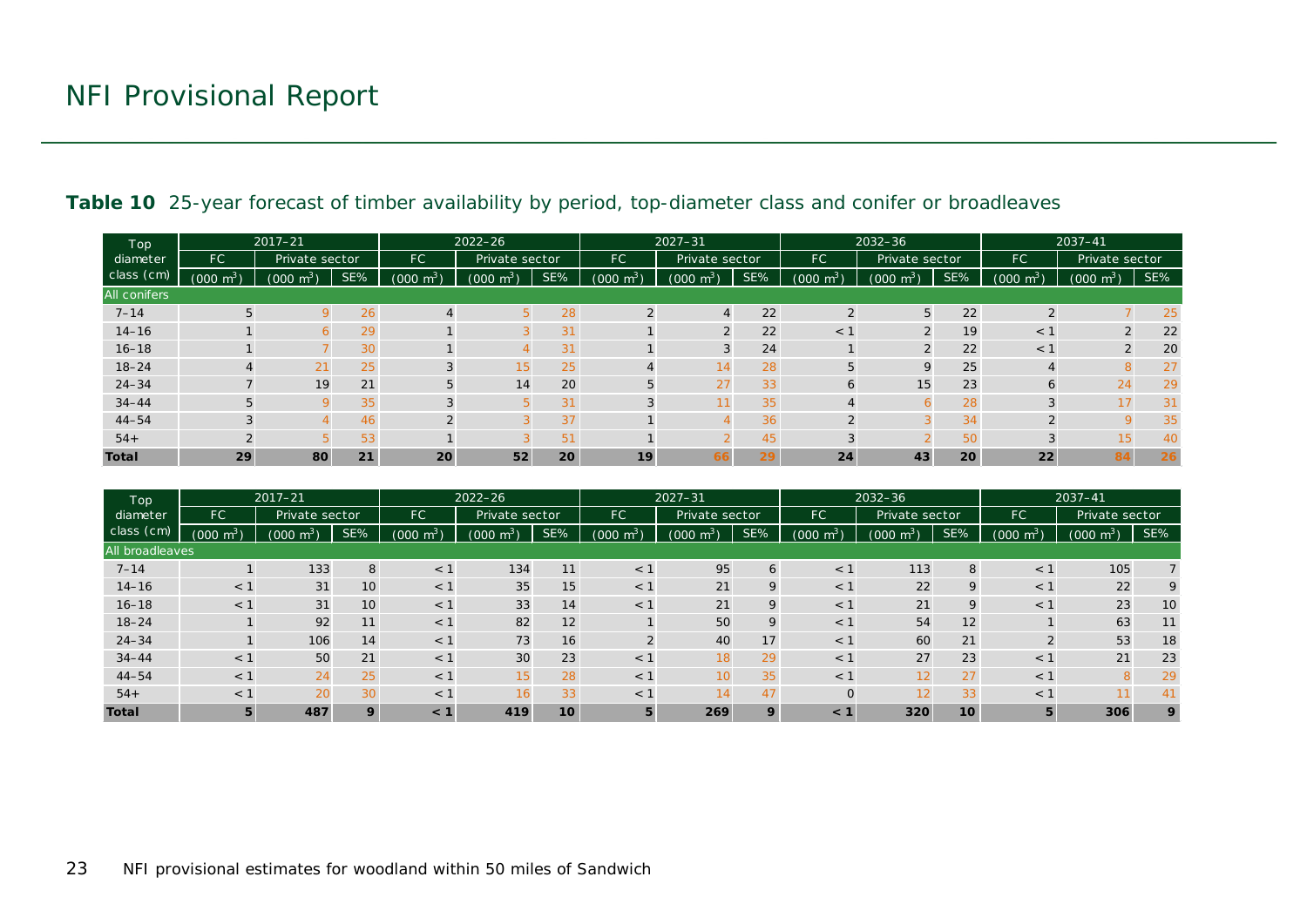**Table 10** 25-year forecast of timber availability by period, top-diameter class and conifer or broadleaves

| Top diameter class (cm) | 2017–21 | | | 2022–26 | | | 2027–31 | | | 2032–36 | | | 2037–41 | | |
|---|---|---|---|---|---|---|---|---|---|---|---|---|---|---|---|
| | FC | Private sector | | FC | Private sector | | FC | Private sector | | FC | Private sector | | FC | Private sector | |
| | (000 $m^3$) | (000 $m^3$) | SE% | (000 $m^3$) | (000 $m^3$) | SE% | (000 $m^3$) | (000 $m^3$) | SE% | (000 $m^3$) | (000 $m^3$) | SE% | (000 $m^3$) | (000 $m^3$) | SE% |
| All conifers | | | | | | | | | | | | | | | |
| 7–14 | 5 | 9 | 26 | 4 | 5 | 28 | 2 | 4 | 22 | 2 | 5 | 22 | 2 | 7 | 25 |
| 14–16 | 1 | 6 | 29 | 1 | 3 | 31 | 1 | 2 | 22 | < 1 | 2 | 19 | < 1 | 2 | 22 |
| 16–18 | 1 | 7 | 30 | 1 | 4 | 31 | 1 | 3 | 24 | 1 | 2 | 22 | < 1 | 2 | 20 |
| 18–24 | 4 | 21 | 25 | 3 | 15 | 25 | 4 | 14 | 28 | 5 | 9 | 25 | 4 | 8 | 27 |
| 24–34 | 7 | 19 | 21 | 5 | 14 | 20 | 5 | 27 | 33 | 6 | 15 | 23 | 6 | 24 | 29 |
| 34–44 | 5 | 9 | 35 | 3 | 5 | 31 | 3 | 11 | 35 | 4 | 6 | 28 | 3 | 17 | 31 |
| 44–54 | 3 | 4 | 46 | 2 | 3 | 37 | 1 | 4 | 36 | 2 | 3 | 34 | 2 | 9 | 35 |
| 54+ | 2 | 5 | 53 | 1 | 3 | 51 | 1 | 2 | 45 | 3 | 2 | 50 | 3 | 15 | 40 |
| **Total** | **29** | **80** | **21** | **20** | **52** | **20** | **19** | **66** | **29** | **24** | **43** | **20** | **22** | **84** | **26** |

| Top diameter class (cm) | 2017–21 | | | 2022–26 | | | 2027–31 | | | 2032–36 | | | 2037–41 | | |
|---|---|---|---|---|---|---|---|---|---|---|---|---|---|---|---|
| | FC | Private sector | | FC | Private sector | | FC | Private sector | | FC | Private sector | | FC | Private sector | |
| | (000 $m^3$) | (000 $m^3$) | SE% | (000 $m^3$) | (000 $m^3$) | SE% | (000 $m^3$) | (000 $m^3$) | SE% | (000 $m^3$) | (000 $m^3$) | SE% | (000 $m^3$) | (000 $m^3$) | SE% |
| All broadleaves | | | | | | | | | | | | | | | |
| 7–14 | 1 | 133 | 8 | < 1 | 134 | 11 | < 1 | 95 | 6 | < 1 | 113 | 8 | < 1 | 105 | 7 |
| 14–16 | < 1 | 31 | 10 | < 1 | 35 | 15 | < 1 | 21 | 9 | < 1 | 22 | 9 | < 1 | 22 | 9 |
| 16–18 | < 1 | 31 | 10 | < 1 | 33 | 14 | < 1 | 21 | 9 | < 1 | 21 | 9 | < 1 | 23 | 10 |
| 18–24 | 1 | 92 | 11 | < 1 | 82 | 12 | 1 | 50 | 9 | < 1 | 54 | 12 | 1 | 63 | 11 |
| 24–34 | 1 | 106 | 14 | < 1 | 73 | 16 | 2 | 40 | 17 | < 1 | 60 | 21 | 2 | 53 | 18 |
| 34–44 | < 1 | 50 | 21 | < 1 | 30 | 23 | < 1 | 18 | 29 | < 1 | 27 | 23 | < 1 | 21 | 23 |
| 44–54 | < 1 | 24 | 25 | < 1 | 15 | 28 | < 1 | 10 | 35 | < 1 | 12 | 27 | < 1 | 8 | 29 |
| 54+ | < 1 | 20 | 30 | < 1 | 16 | 33 | < 1 | 14 | 47 | 0 | 12 | 33 | < 1 | 11 | 41 |
| **Total** | **5** | **487** | **9** | **< 1** | **419** | **10** | **5** | **269** | **9** | **< 1** | **320** | **10** | **5** | **306** | **9** |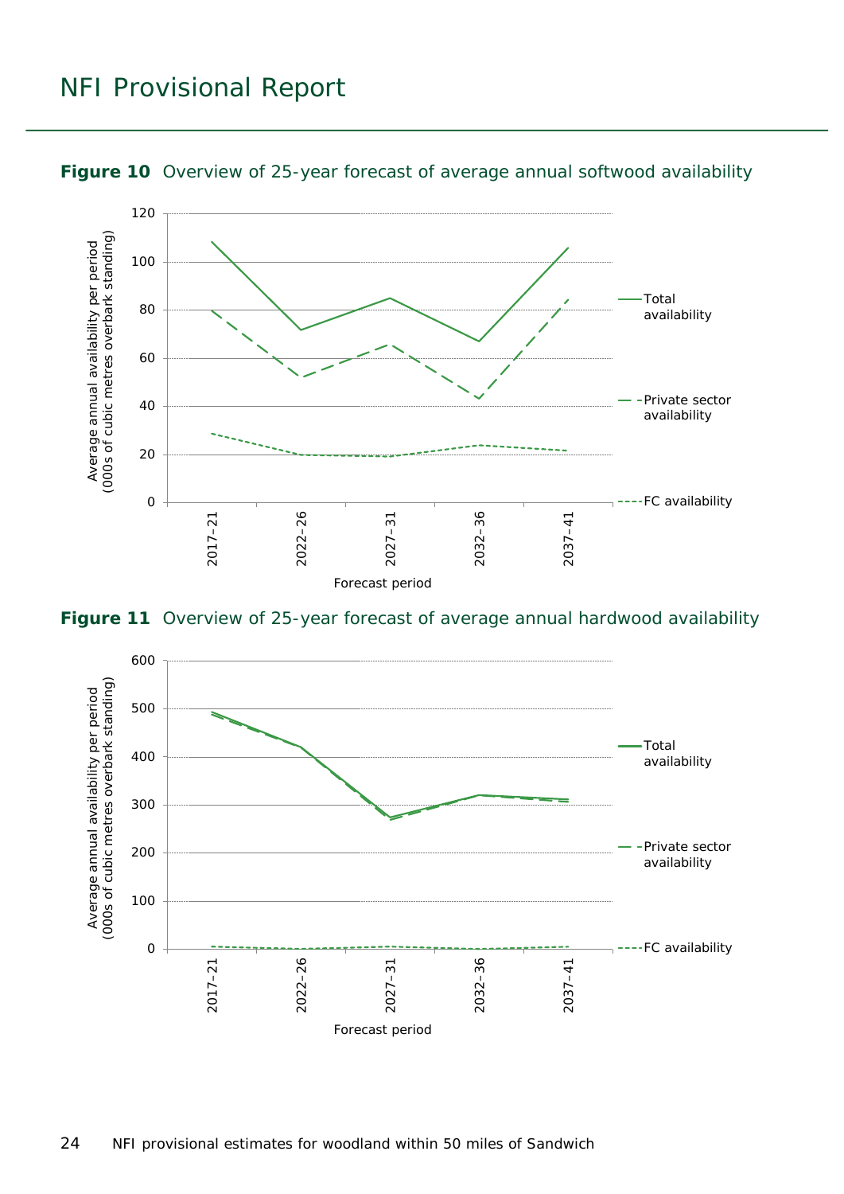**Figure 10** Overview of 25-year forecast of average annual softwood availability

**Figure 11** Overview of 25-year forecast of average annual hardwood availability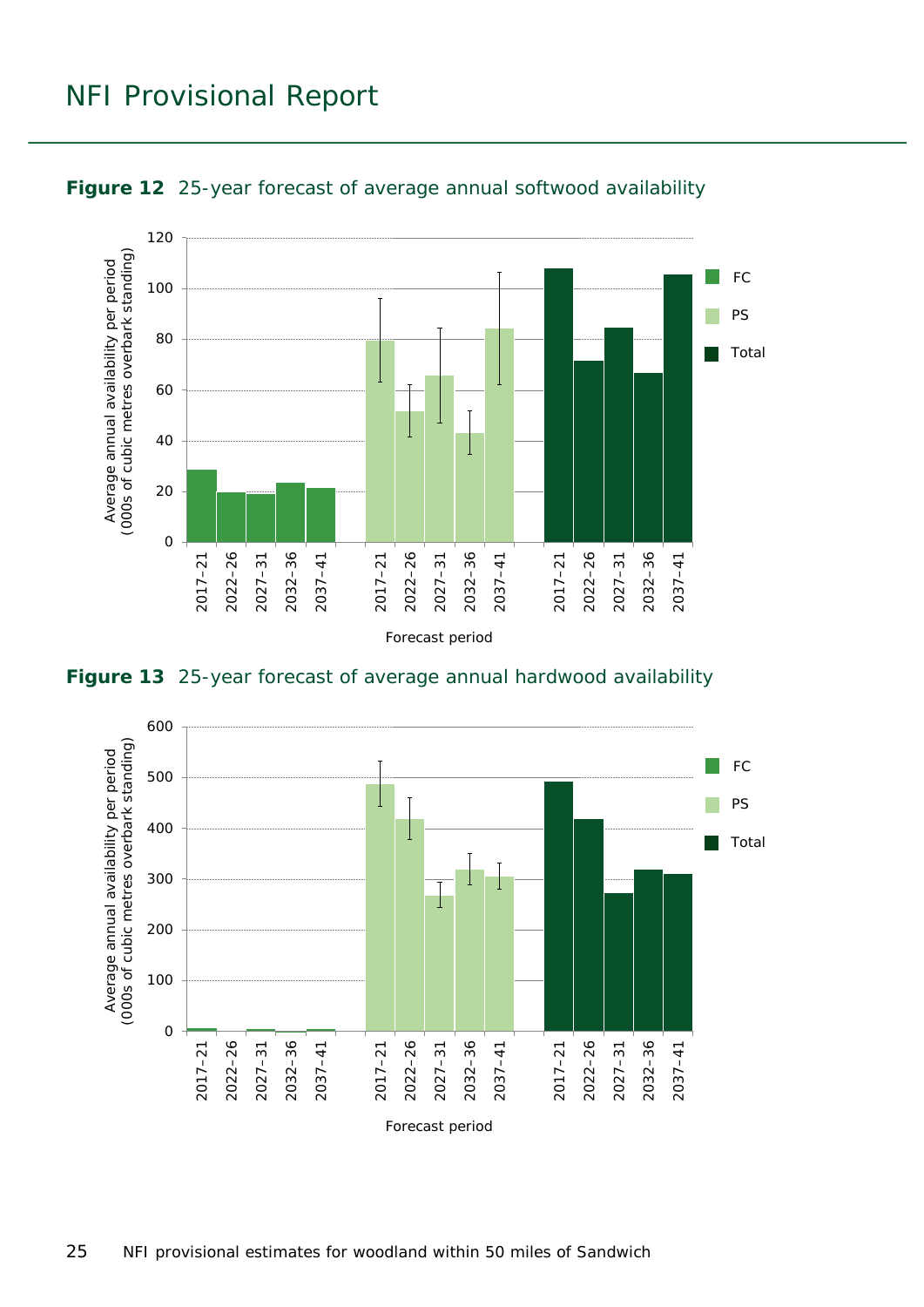**Figure 12** 25-year forecast of average annual softwood availability

Average annual availability per period (000s of cubic metres overbark standing)

FC | PS | Total

Forecast period: 2017–21, 2022–26, 2027–31, 2032–36, 2037–41

**Figure 13** 25-year forecast of average annual hardwood availability

Average annual availability per period (000s of cubic metres overbark standing)

FC | PS | Total

Forecast period: 2017–21, 2022–26, 2027–31, 2032–36, 2037–41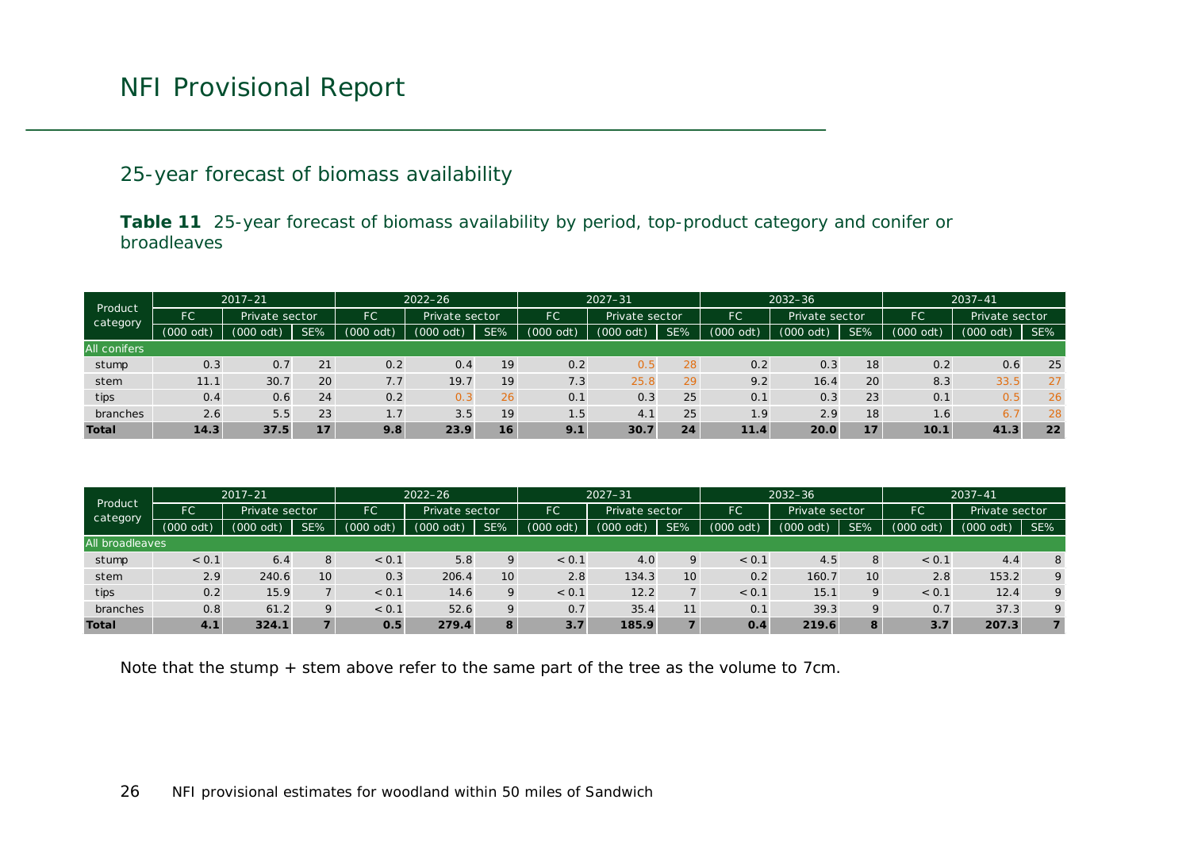## 25-year forecast of biomass availability

**Table 11** 25-year forecast of biomass availability by period, top-product category and conifer or broadleaves

| Product category | 2017–21 | | | 2022–26 | | | 2027–31 | | | 2032–36 | | | 2037–41 | | |
|---|---|---|---|---|---|---|---|---|---|---|---|---|---|---|---|
| | FC | Private sector | | FC | Private sector | | FC | Private sector | | FC | Private sector | | FC | Private sector | |
| | (000 odt) | (000 odt) | SE% | (000 odt) | (000 odt) | SE% | (000 odt) | (000 odt) | SE% | (000 odt) | (000 odt) | SE% | (000 odt) | (000 odt) | SE% |
| All conifers | | | | | | | | | | | | | | | |
| stump | 0.3 | 0.7 | 21 | 0.2 | 0.4 | 19 | 0.2 | 0.5 | 28 | 0.2 | 0.3 | 18 | 0.2 | 0.6 | 25 |
| stem | 11.1 | 30.7 | 20 | 7.7 | 19.7 | 19 | 7.3 | 25.8 | 29 | 9.2 | 16.4 | 20 | 8.3 | 33.5 | 27 |
| tips | 0.4 | 0.6 | 24 | 0.2 | 0.3 | 26 | 0.1 | 0.3 | 25 | 0.1 | 0.3 | 23 | 0.1 | 0.5 | 26 |
| branches | 2.6 | 5.5 | 23 | 1.7 | 3.5 | 19 | 1.5 | 4.1 | 25 | 1.9 | 2.9 | 18 | 1.6 | 6.7 | 28 |
| **Total** | **14.3** | **37.5** | **17** | **9.8** | **23.9** | **16** | **9.1** | **30.7** | **24** | **11.4** | **20.0** | **17** | **10.1** | **41.3** | **22** |

| Product category | 2017–21 | | | 2022–26 | | | 2027–31 | | | 2032–36 | | | 2037–41 | | |
|---|---|---|---|---|---|---|---|---|---|---|---|---|---|---|---|
| | FC | Private sector | | FC | Private sector | | FC | Private sector | | FC | Private sector | | FC | Private sector | |
| | (000 odt) | (000 odt) | SE% | (000 odt) | (000 odt) | SE% | (000 odt) | (000 odt) | SE% | (000 odt) | (000 odt) | SE% | (000 odt) | (000 odt) | SE% |
| All broadleaves | | | | | | | | | | | | | | | |
| stump | < 0.1 | 6.4 | 8 | < 0.1 | 5.8 | 9 | < 0.1 | 4.0 | 9 | < 0.1 | 4.5 | 8 | < 0.1 | 4.4 | 8 |
| stem | 2.9 | 240.6 | 10 | 0.3 | 206.4 | 10 | 2.8 | 134.3 | 10 | 0.2 | 160.7 | 10 | 2.8 | 153.2 | 9 |
| tips | 0.2 | 15.9 | 7 | < 0.1 | 14.6 | 9 | < 0.1 | 12.2 | 7 | < 0.1 | 15.1 | 9 | < 0.1 | 12.4 | 9 |
| branches | 0.8 | 61.2 | 9 | < 0.1 | 52.6 | 9 | 0.7 | 35.4 | 11 | 0.1 | 39.3 | 9 | 0.7 | 37.3 | 9 |
| **Total** | **4.1** | **324.1** | **7** | **0.5** | **279.4** | **8** | **3.7** | **185.9** | **7** | **0.4** | **219.6** | **8** | **3.7** | **207.3** | **7** |

Note that the stump + stem above refer to the same part of the tree as the volume to 7cm.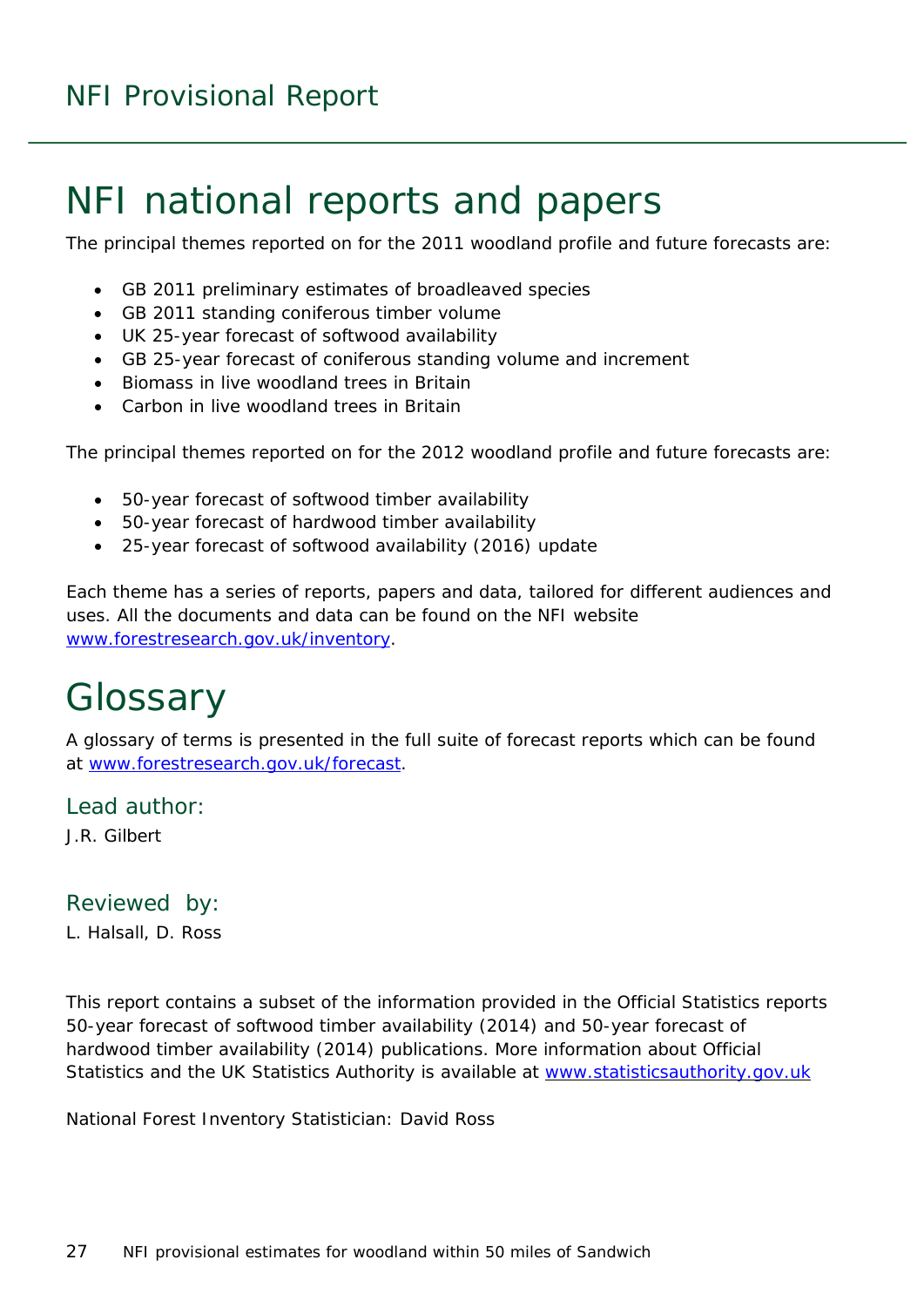# NFI national reports and papers

The principal themes reported on for the 2011 woodland profile and future forecasts are:

- GB 2011 preliminary estimates of broadleaved species
- GB 2011 standing coniferous timber volume
- UK 25-year forecast of softwood availability
- GB 25-year forecast of coniferous standing volume and increment
- Biomass in live woodland trees in Britain
- Carbon in live woodland trees in Britain

The principal themes reported on for the 2012 woodland profile and future forecasts are:

- 50-year forecast of softwood timber availability
- 50-year forecast of hardwood timber availability
- 25-year forecast of softwood availability (2016) update

Each theme has a series of reports, papers and data, tailored for different audiences and uses. All the documents and data can be found on the NFI website [www.forestresearch.gov.uk/inventory](www.forestresearch.gov.uk/inventory).

# Glossary

A glossary of terms is presented in the full suite of forecast reports which can be found at [www.forestresearch.gov.uk/forecast](www.forestresearch.gov.uk/forecast).

## Lead author:

J.R. Gilbert

## Reviewed by:

L. Halsall, D. Ross

This report contains a subset of the information provided in the Official Statistics reports 50-year forecast of softwood timber availability (2014) and 50-year forecast of hardwood timber availability (2014) publications. More information about Official Statistics and the UK Statistics Authority is available at [www.statisticsauthority.gov.uk](www.statisticsauthority.gov.uk)

National Forest Inventory Statistician: David Ross